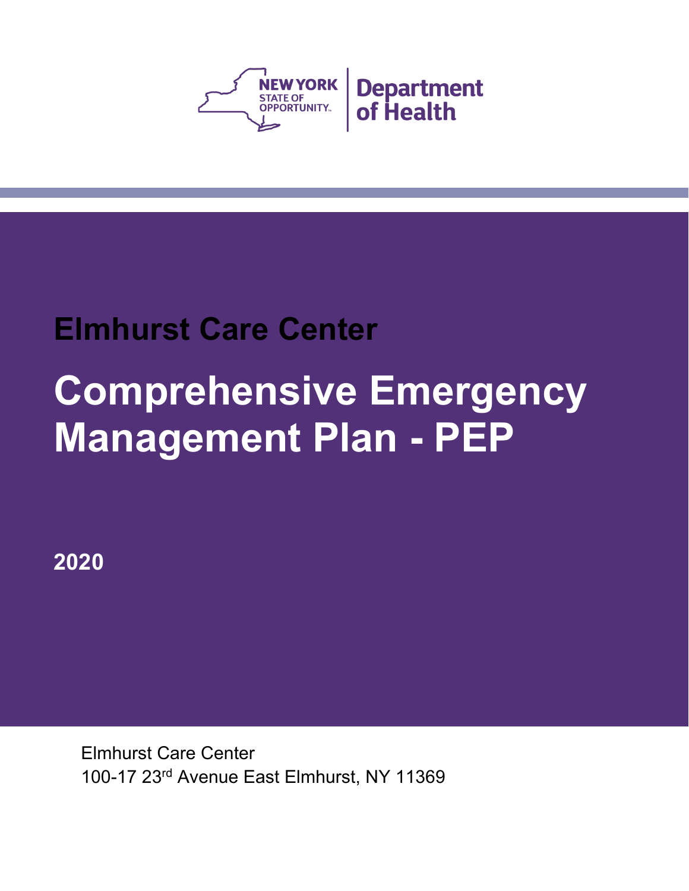NEW YORK STATE OF OPPORTUNITY. | Department of Health

## Elmhurst Care Center

# Comprehensive Emergency Management Plan - PEP

**2020**

Elmhurst Care Center
100-17 23rd Avenue East Elmhurst, NY 11369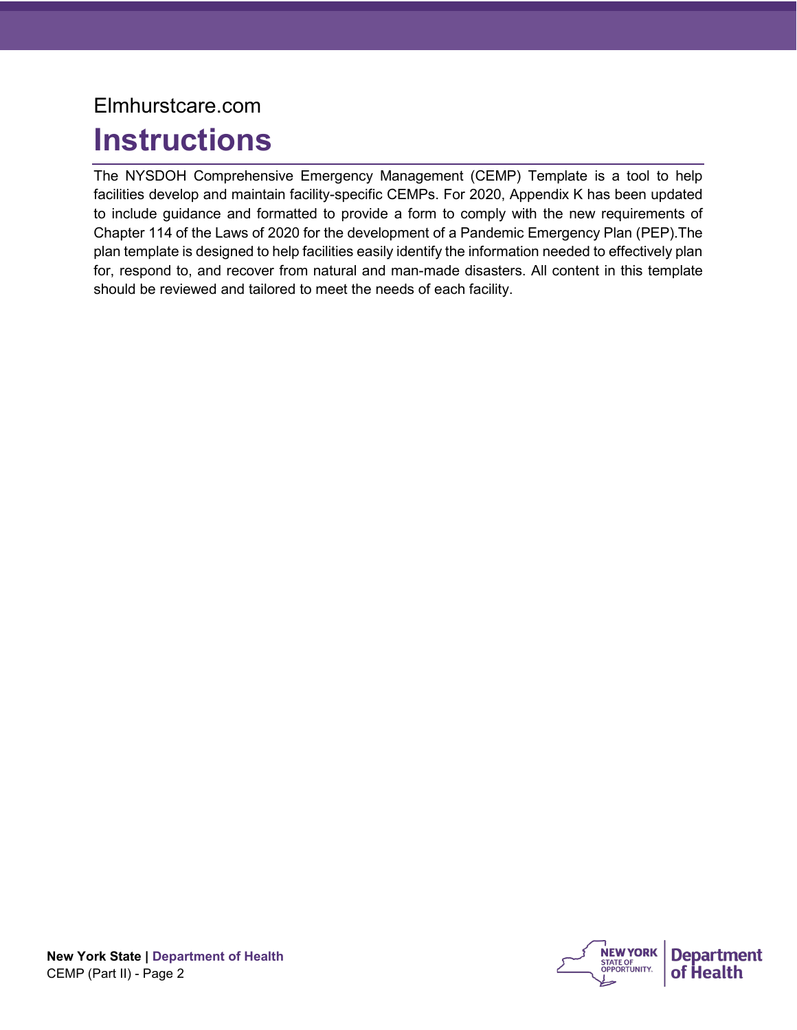Elmhurstcare.com

# Instructions

The NYSDOH Comprehensive Emergency Management (CEMP) Template is a tool to help facilities develop and maintain facility-specific CEMPs. For 2020, Appendix K has been updated to include guidance and formatted to provide a form to comply with the new requirements of Chapter 114 of the Laws of 2020 for the development of a Pandemic Emergency Plan (PEP).The plan template is designed to help facilities easily identify the information needed to effectively plan for, respond to, and recover from natural and man-made disasters. All content in this template should be reviewed and tailored to meet the needs of each facility.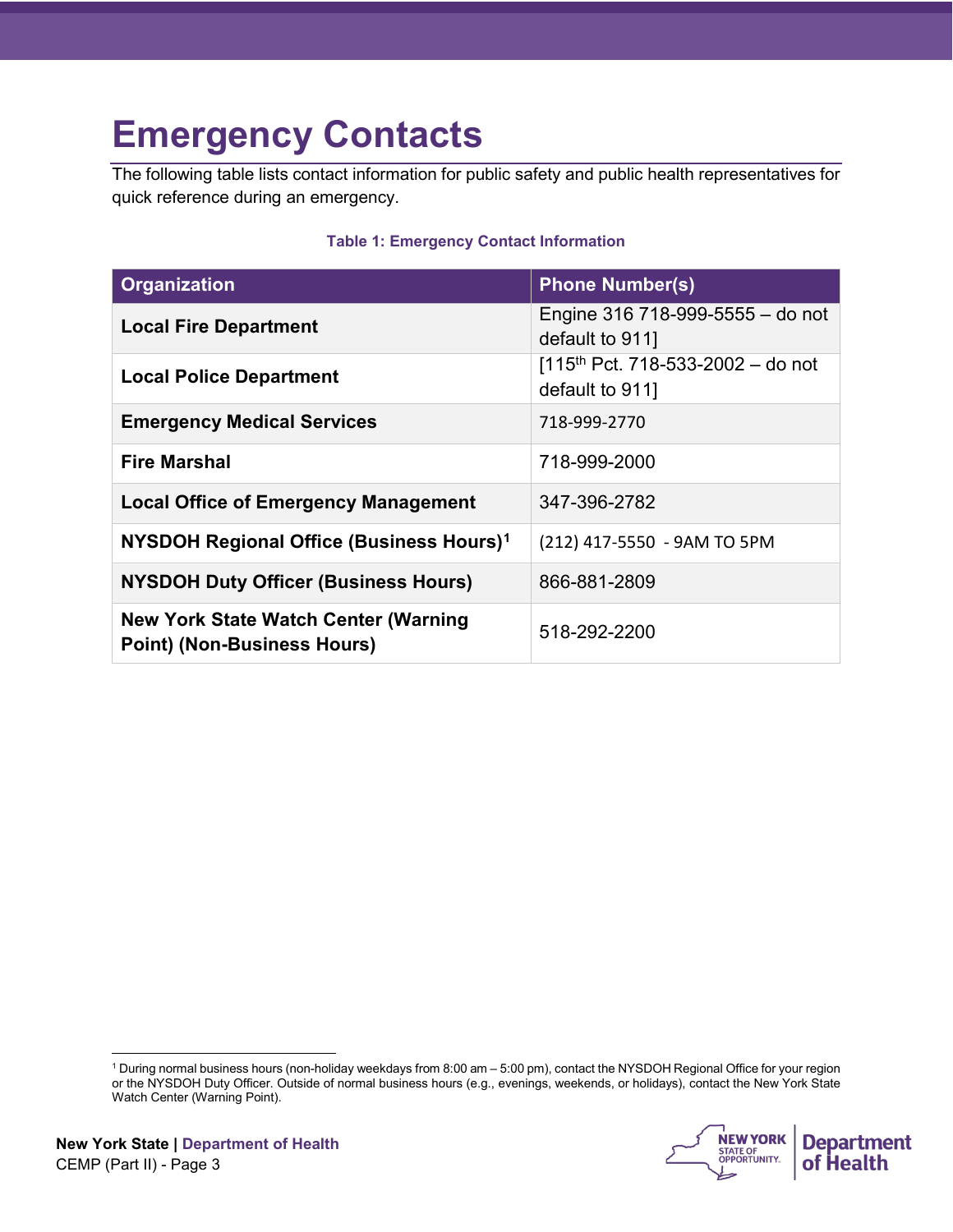# Emergency Contacts

The following table lists contact information for public safety and public health representatives for quick reference during an emergency.

**Table 1: Emergency Contact Information**

| Organization | Phone Number(s) |
|---|---|
| **Local Fire Department** | Engine 316 718-999-5555 – do not default to 911] |
| **Local Police Department** | [115th Pct. 718-533-2002 – do not default to 911] |
| **Emergency Medical Services** | 718-999-2770 |
| **Fire Marshal** | 718-999-2000 |
| **Local Office of Emergency Management** | 347-396-2782 |
| **NYSDOH Regional Office (Business Hours)**[1] | (212) 417-5550 - 9AM TO 5PM |
| **NYSDOH Duty Officer (Business Hours)** | 866-881-2809 |
| **New York State Watch Center (Warning Point) (Non-Business Hours)** | 518-292-2200 |

[1] During normal business hours (non-holiday weekdays from 8:00 am – 5:00 pm), contact the NYSDOH Regional Office for your region or the NYSDOH Duty Officer. Outside of normal business hours (e.g., evenings, weekends, or holidays), contact the New York State Watch Center (Warning Point).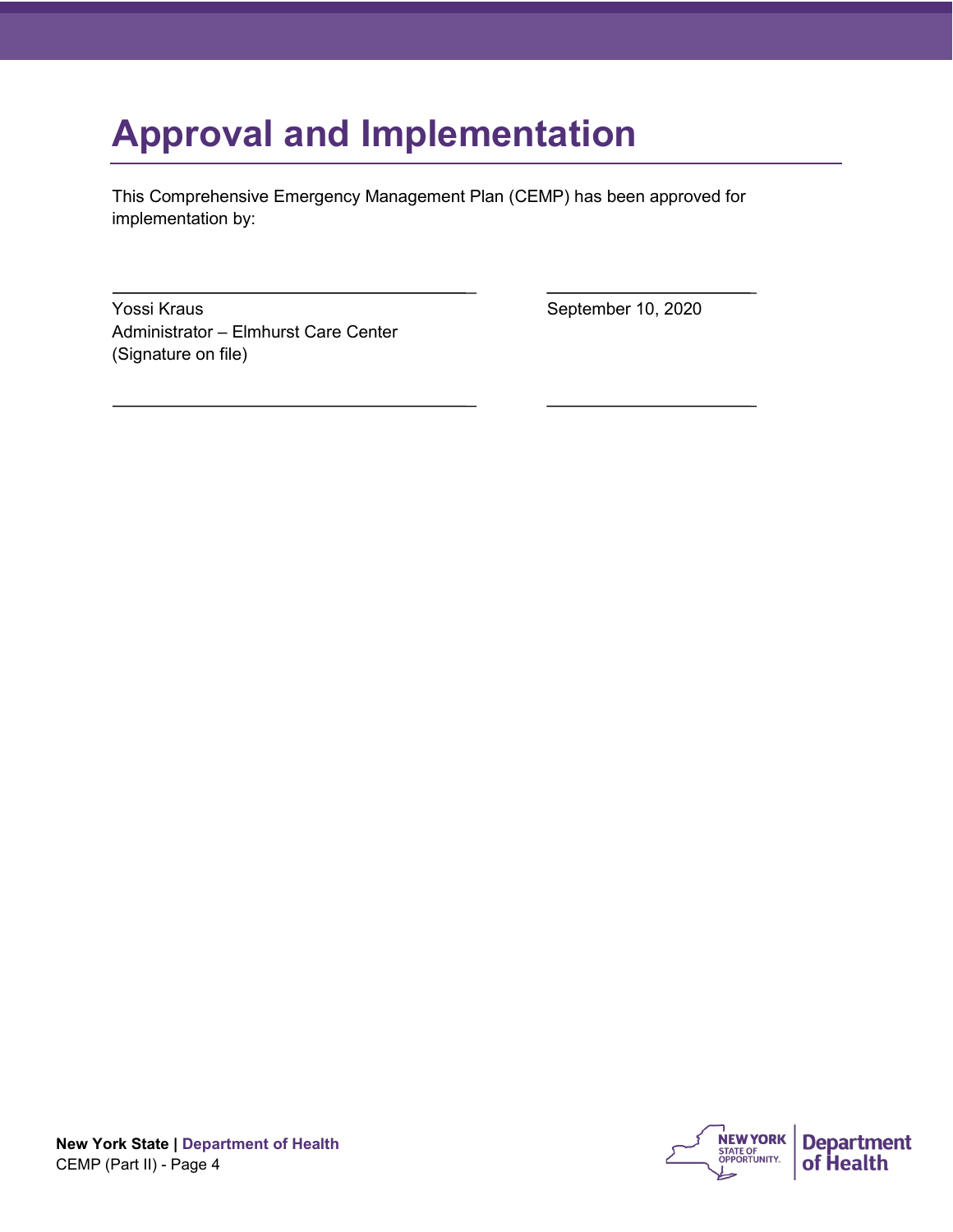# Approval and Implementation

This Comprehensive Emergency Management Plan (CEMP) has been approved for implementation by:

Yossi Kraus
Administrator – Elmhurst Care Center
(Signature on file)

September 10, 2020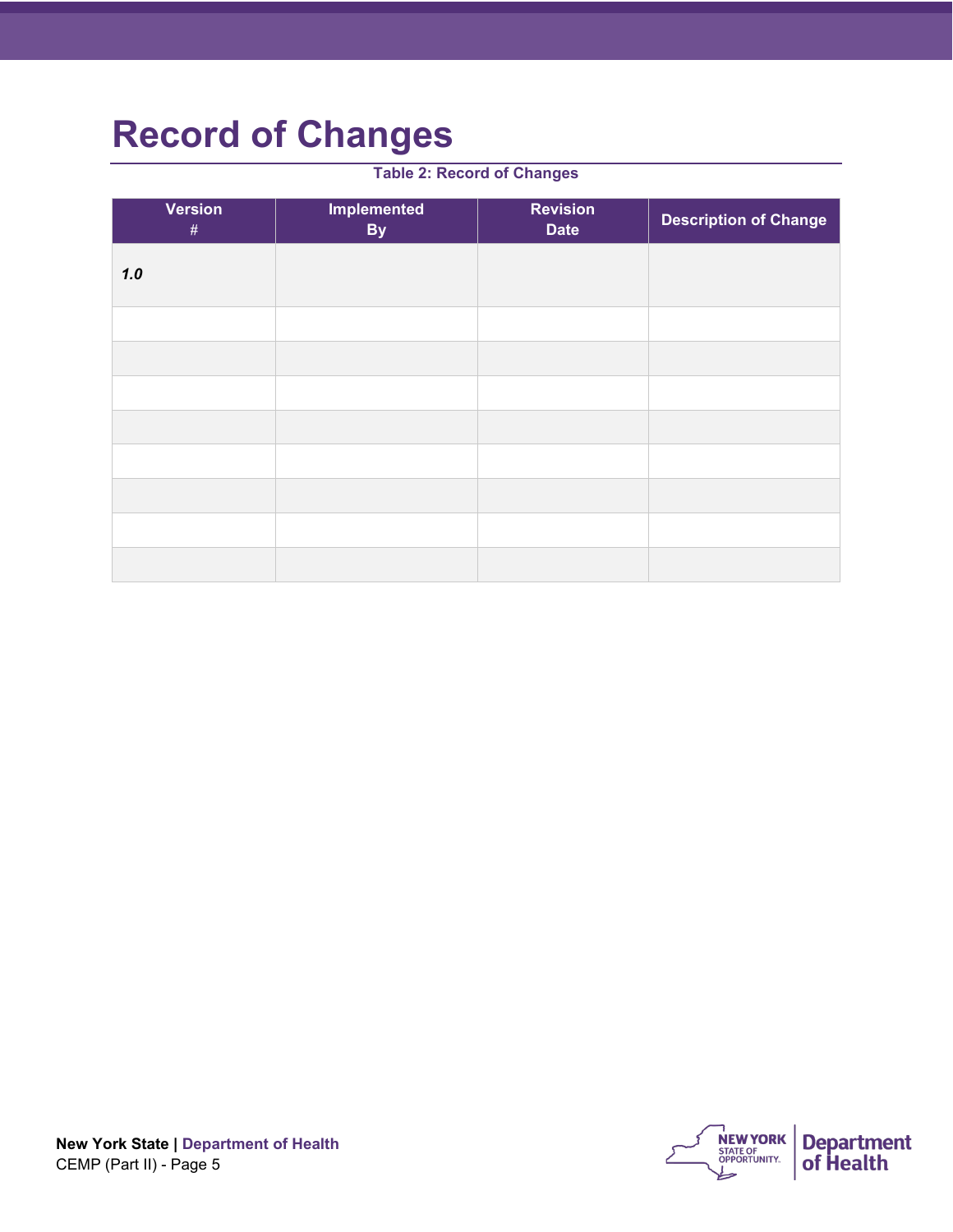# Record of Changes

**Table 2: Record of Changes**

| Version # | Implemented By | Revision Date | Description of Change |
|---|---|---|---|
| ***1.0*** | | | |
| | | | |
| | | | |
| | | | |
| | | | |
| | | | |
| | | | |
| | | | |
| | | | |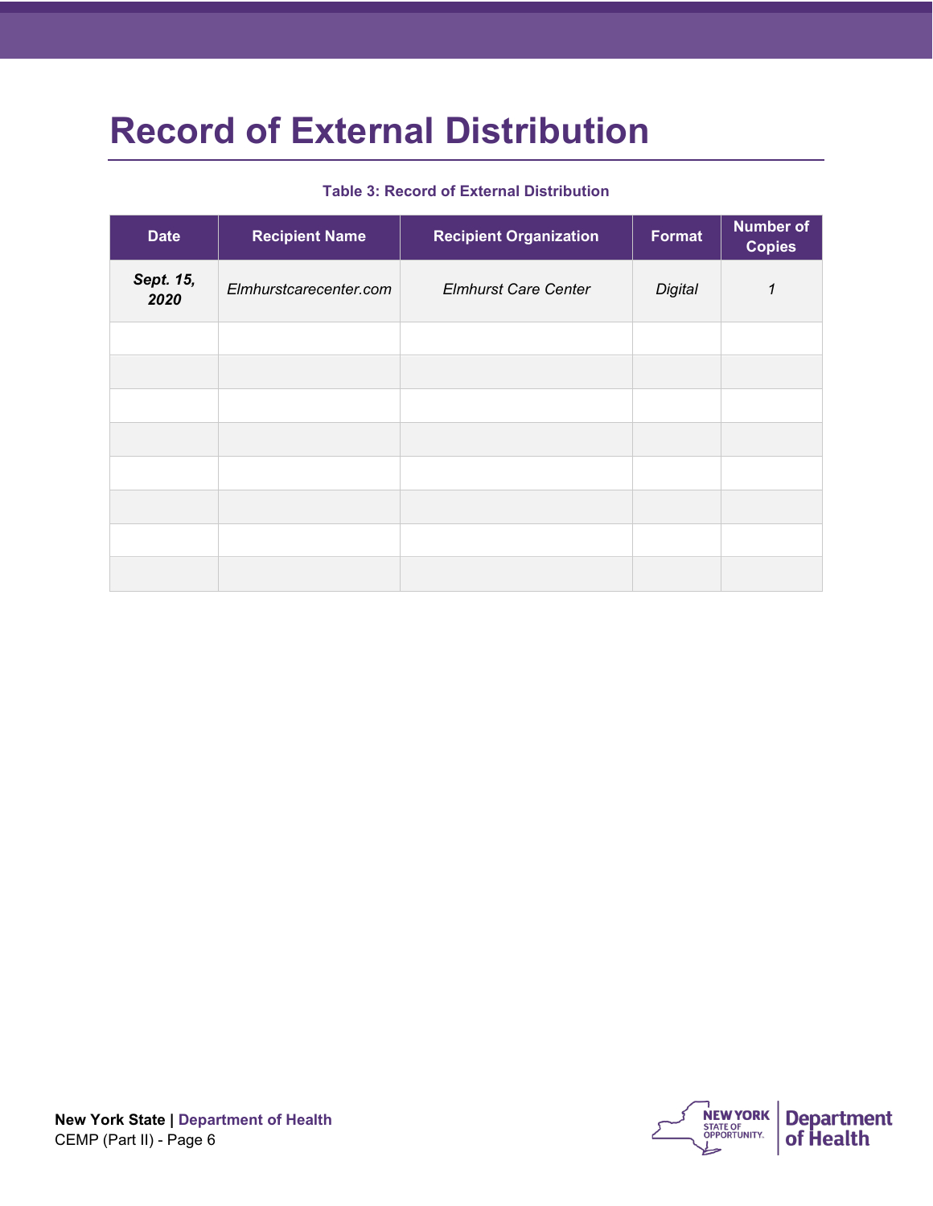# Record of External Distribution

**Table 3: Record of External Distribution**

| Date | Recipient Name | Recipient Organization | Format | Number of Copies |
|---|---|---|---|---|
| ***Sept. 15, 2020*** | *Elmhurstcarecenter.com* | *Elmhurst Care Center* | *Digital* | *1* |
| | | | | |
| | | | | |
| | | | | |
| | | | | |
| | | | | |
| | | | | |
| | | | | |
| | | | | |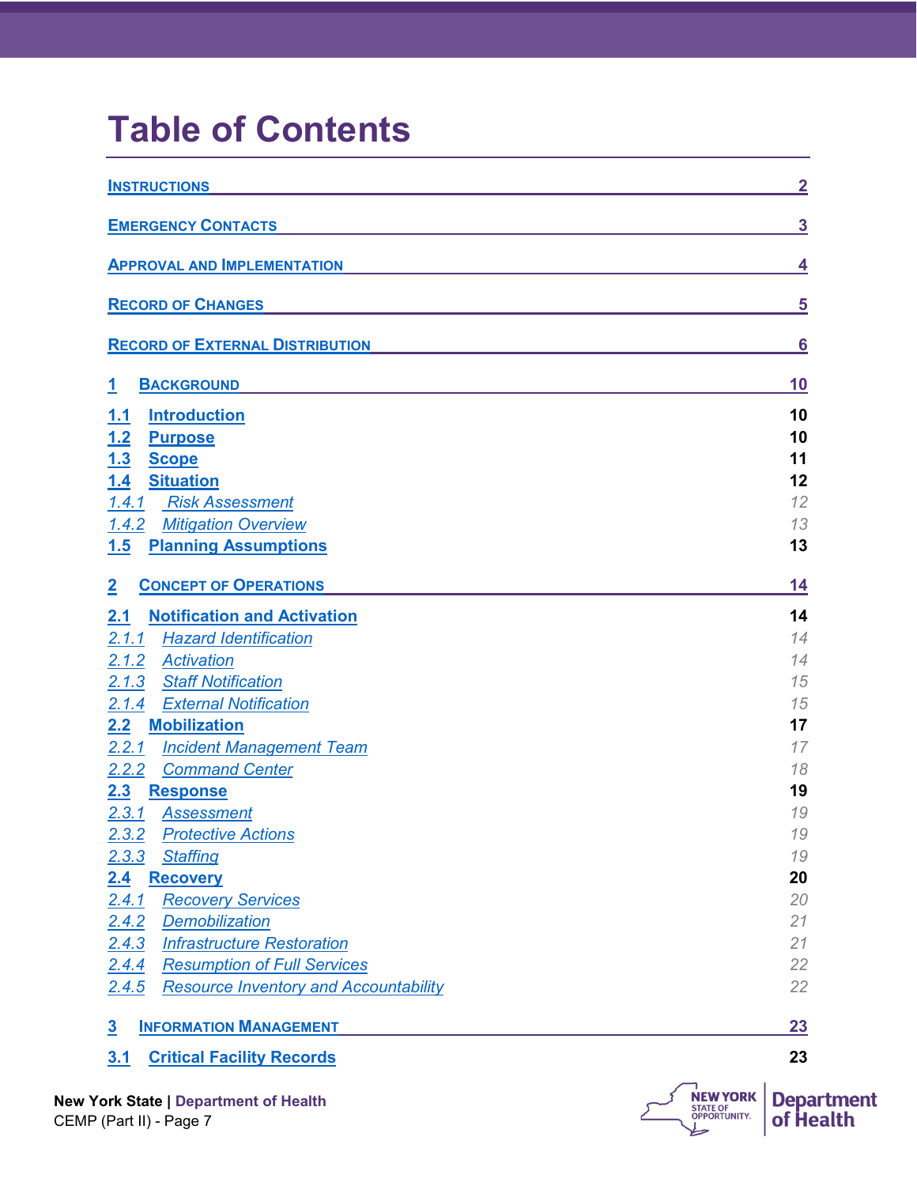# Table of Contents

| | |
|---|---|
| INSTRUCTIONS | 2 |
| EMERGENCY CONTACTS | 3 |
| APPROVAL AND IMPLEMENTATION | 4 |
| RECORD OF CHANGES | 5 |
| RECORD OF EXTERNAL DISTRIBUTION | 6 |
| **1 BACKGROUND** | **10** |
| **1.1 Introduction** | **10** |
| **1.2 Purpose** | **10** |
| **1.3 Scope** | **11** |
| **1.4 Situation** | **12** |
| *1.4.1 Risk Assessment* | *12* |
| *1.4.2 Mitigation Overview* | *13* |
| **1.5 Planning Assumptions** | **13** |
| **2 CONCEPT OF OPERATIONS** | **14** |
| **2.1 Notification and Activation** | **14** |
| *2.1.1 Hazard Identification* | *14* |
| *2.1.2 Activation* | *14* |
| *2.1.3 Staff Notification* | *15* |
| *2.1.4 External Notification* | *15* |
| **2.2 Mobilization** | **17** |
| *2.2.1 Incident Management Team* | *17* |
| *2.2.2 Command Center* | *18* |
| **2.3 Response** | **19** |
| *2.3.1 Assessment* | *19* |
| *2.3.2 Protective Actions* | *19* |
| *2.3.3 Staffing* | *19* |
| **2.4 Recovery** | **20** |
| *2.4.1 Recovery Services* | *20* |
| *2.4.2 Demobilization* | *21* |
| *2.4.3 Infrastructure Restoration* | *21* |
| *2.4.4 Resumption of Full Services* | *22* |
| *2.4.5 Resource Inventory and Accountability* | *22* |
| **3 INFORMATION MANAGEMENT** | **23** |
| **3.1 Critical Facility Records** | **23** |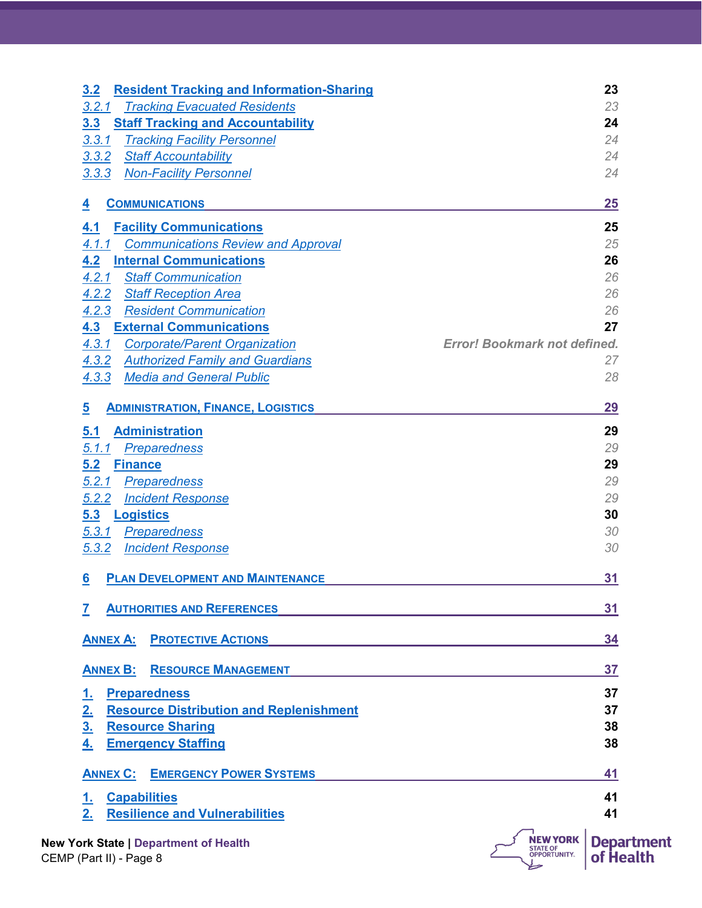3.2 Resident Tracking and Information-Sharing 23
3.2.1 Tracking Evacuated Residents 23
3.3 Staff Tracking and Accountability 24
3.3.1 Tracking Facility Personnel 24
3.3.2 Staff Accountability 24
3.3.3 Non-Facility Personnel 24

4 COMMUNICATIONS 25

4.1 Facility Communications 25
4.1.1 Communications Review and Approval 25
4.2 Internal Communications 26
4.2.1 Staff Communication 26
4.2.2 Staff Reception Area 26
4.2.3 Resident Communication 26
4.3 External Communications 27
4.3.1 Corporate/Parent Organization Error! Bookmark not defined.
4.3.2 Authorized Family and Guardians 27
4.3.3 Media and General Public 28

5 ADMINISTRATION, FINANCE, LOGISTICS 29

5.1 Administration 29
5.1.1 Preparedness 29
5.2 Finance 29
5.2.1 Preparedness 29
5.2.2 Incident Response 29
5.3 Logistics 30
5.3.1 Preparedness 30
5.3.2 Incident Response 30

6 PLAN DEVELOPMENT AND MAINTENANCE 31

7 AUTHORITIES AND REFERENCES 31

ANNEX A: PROTECTIVE ACTIONS 34

ANNEX B: RESOURCE MANAGEMENT 37

1. Preparedness 37
2. Resource Distribution and Replenishment 37
3. Resource Sharing 38
4. Emergency Staffing 38

ANNEX C: EMERGENCY POWER SYSTEMS 41

1. Capabilities 41
2. Resilience and Vulnerabilities 41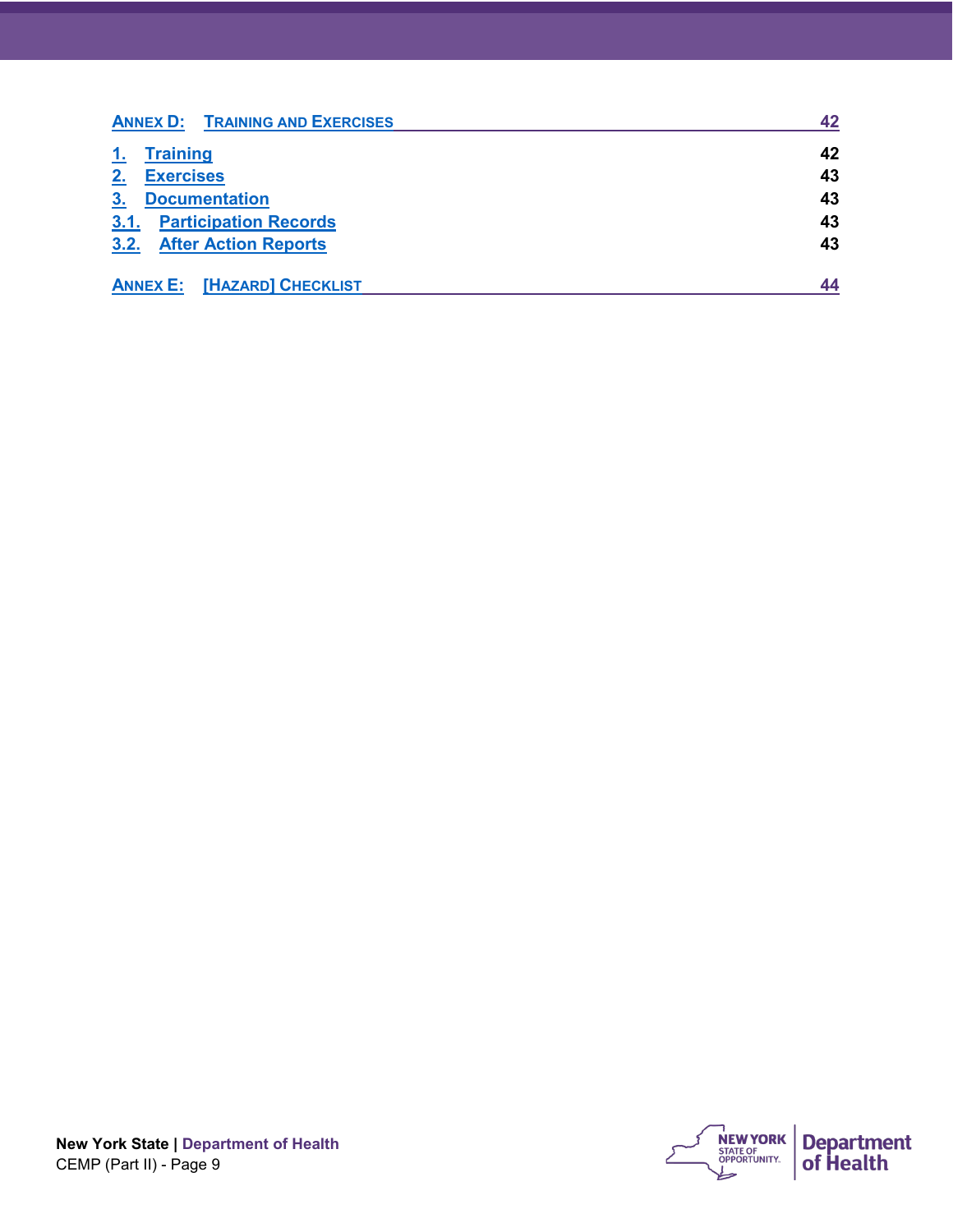| | |
|---|---|
| ANNEX D: TRAINING AND EXERCISES | 42 |
| 1. Training | 42 |
| 2. Exercises | 43 |
| 3. Documentation | 43 |
| 3.1. Participation Records | 43 |
| 3.2. After Action Reports | 43 |
| ANNEX E: [HAZARD] CHECKLIST | 44 |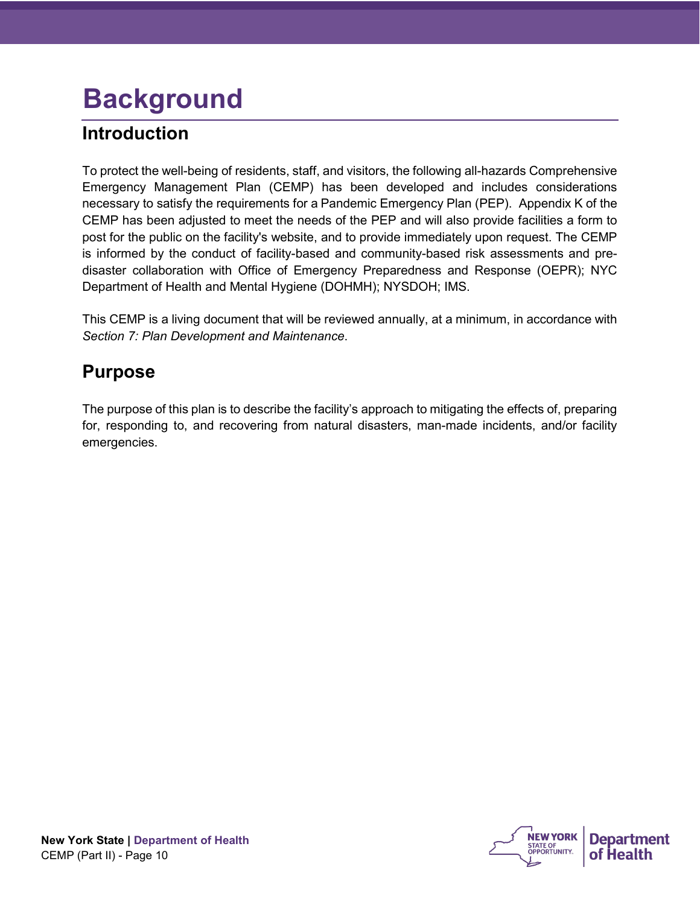# Background

## Introduction

To protect the well-being of residents, staff, and visitors, the following all-hazards Comprehensive Emergency Management Plan (CEMP) has been developed and includes considerations necessary to satisfy the requirements for a Pandemic Emergency Plan (PEP). Appendix K of the CEMP has been adjusted to meet the needs of the PEP and will also provide facilities a form to post for the public on the facility's website, and to provide immediately upon request. The CEMP is informed by the conduct of facility-based and community-based risk assessments and pre-disaster collaboration with Office of Emergency Preparedness and Response (OEPR); NYC Department of Health and Mental Hygiene (DOHMH); NYSDOH; IMS.

This CEMP is a living document that will be reviewed annually, at a minimum, in accordance with *Section 7: Plan Development and Maintenance*.

## Purpose

The purpose of this plan is to describe the facility's approach to mitigating the effects of, preparing for, responding to, and recovering from natural disasters, man-made incidents, and/or facility emergencies.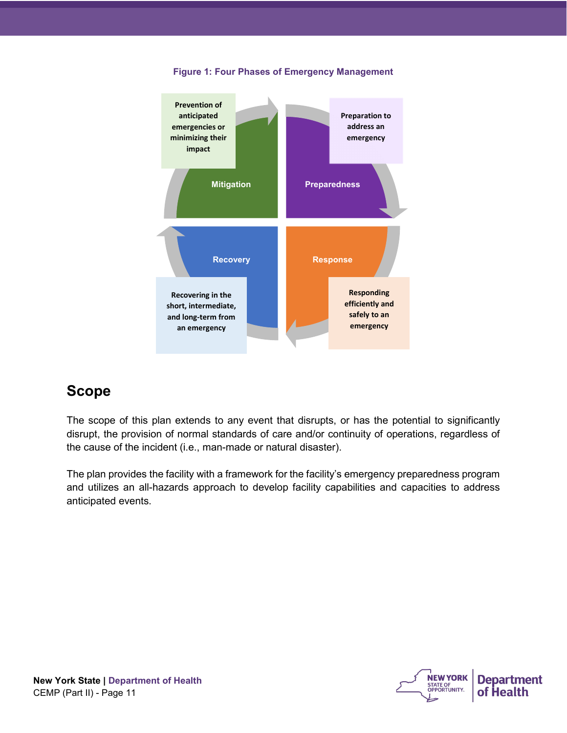**Figure 1: Four Phases of Emergency Management**

Prevention of anticipated emergencies or minimizing their impact

Mitigation

Preparation to address an emergency

Preparedness

Recovery

Recovering in the short, intermediate, and long-term from an emergency

Response

Responding efficiently and safely to an emergency

## Scope

The scope of this plan extends to any event that disrupts, or has the potential to significantly disrupt, the provision of normal standards of care and/or continuity of operations, regardless of the cause of the incident (i.e., man-made or natural disaster).

The plan provides the facility with a framework for the facility's emergency preparedness program and utilizes an all-hazards approach to develop facility capabilities and capacities to address anticipated events.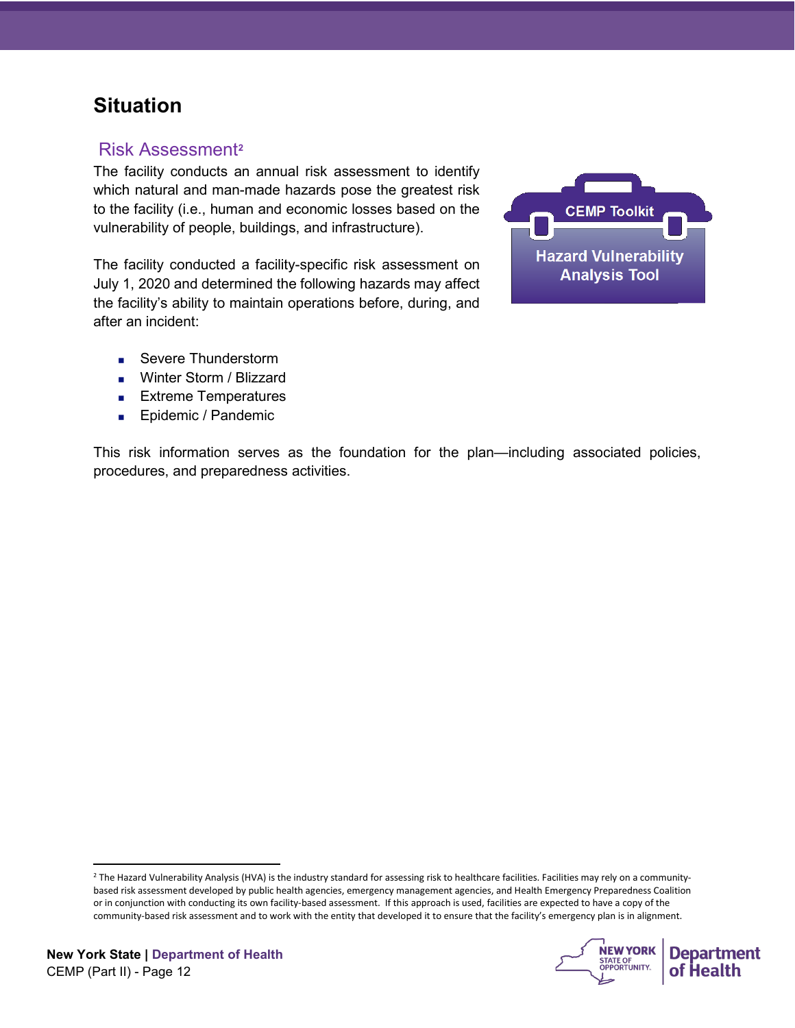# Situation

## Risk Assessment[2]

The facility conducts an annual risk assessment to identify which natural and man-made hazards pose the greatest risk to the facility (i.e., human and economic losses based on the vulnerability of people, buildings, and infrastructure).

CEMP Toolkit

Hazard Vulnerability Analysis Tool

The facility conducted a facility-specific risk assessment on July 1, 2020 and determined the following hazards may affect the facility's ability to maintain operations before, during, and after an incident:

- Severe Thunderstorm
- Winter Storm / Blizzard
- Extreme Temperatures
- Epidemic / Pandemic

This risk information serves as the foundation for the plan—including associated policies, procedures, and preparedness activities.

---

[2] The Hazard Vulnerability Analysis (HVA) is the industry standard for assessing risk to healthcare facilities. Facilities may rely on a community-based risk assessment developed by public health agencies, emergency management agencies, and Health Emergency Preparedness Coalition or in conjunction with conducting its own facility-based assessment. If this approach is used, facilities are expected to have a copy of the community-based risk assessment and to work with the entity that developed it to ensure that the facility's emergency plan is in alignment.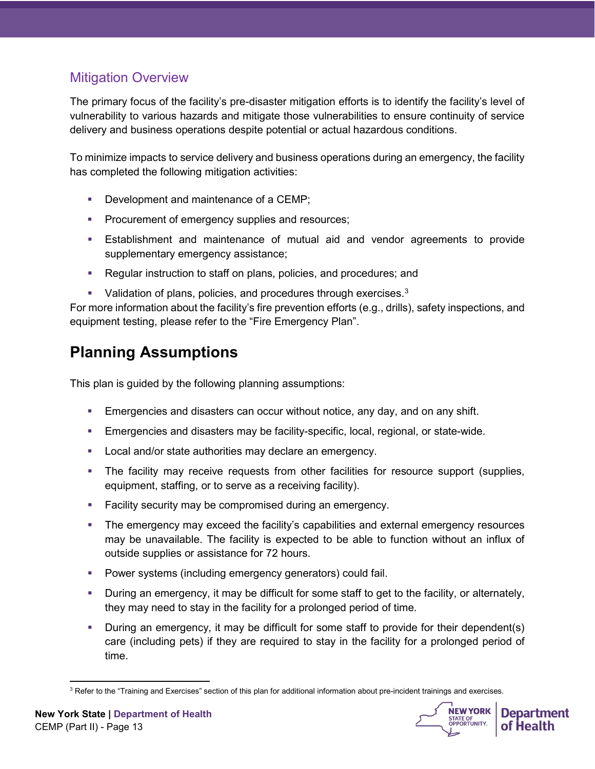## Mitigation Overview

The primary focus of the facility's pre-disaster mitigation efforts is to identify the facility's level of vulnerability to various hazards and mitigate those vulnerabilities to ensure continuity of service delivery and business operations despite potential or actual hazardous conditions.

To minimize impacts to service delivery and business operations during an emergency, the facility has completed the following mitigation activities:

- Development and maintenance of a CEMP;
- Procurement of emergency supplies and resources;
- Establishment and maintenance of mutual aid and vendor agreements to provide supplementary emergency assistance;
- Regular instruction to staff on plans, policies, and procedures; and
- Validation of plans, policies, and procedures through exercises.[3]

For more information about the facility's fire prevention efforts (e.g., drills), safety inspections, and equipment testing, please refer to the "Fire Emergency Plan".

# Planning Assumptions

This plan is guided by the following planning assumptions:

- Emergencies and disasters can occur without notice, any day, and on any shift.
- Emergencies and disasters may be facility-specific, local, regional, or state-wide.
- Local and/or state authorities may declare an emergency.
- The facility may receive requests from other facilities for resource support (supplies, equipment, staffing, or to serve as a receiving facility).
- Facility security may be compromised during an emergency.
- The emergency may exceed the facility's capabilities and external emergency resources may be unavailable. The facility is expected to be able to function without an influx of outside supplies or assistance for 72 hours.
- Power systems (including emergency generators) could fail.
- During an emergency, it may be difficult for some staff to get to the facility, or alternately, they may need to stay in the facility for a prolonged period of time.
- During an emergency, it may be difficult for some staff to provide for their dependent(s) care (including pets) if they are required to stay in the facility for a prolonged period of time.

[3] Refer to the "Training and Exercises" section of this plan for additional information about pre-incident trainings and exercises.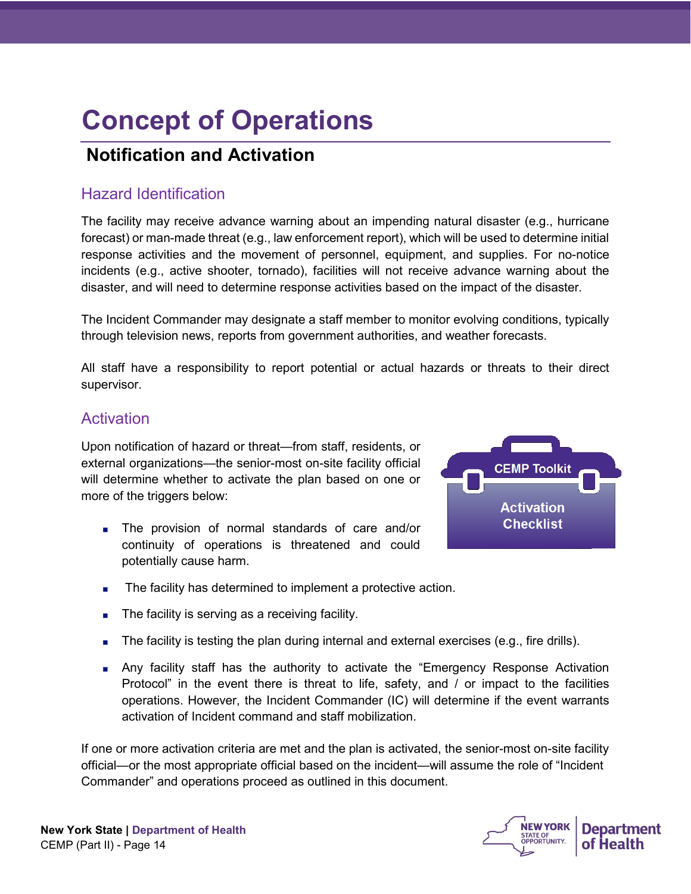# Concept of Operations

## Notification and Activation

### Hazard Identification

The facility may receive advance warning about an impending natural disaster (e.g., hurricane forecast) or man-made threat (e.g., law enforcement report), which will be used to determine initial response activities and the movement of personnel, equipment, and supplies. For no-notice incidents (e.g., active shooter, tornado), facilities will not receive advance warning about the disaster, and will need to determine response activities based on the impact of the disaster.

The Incident Commander may designate a staff member to monitor evolving conditions, typically through television news, reports from government authorities, and weather forecasts.

All staff have a responsibility to report potential or actual hazards or threats to their direct supervisor.

### Activation

CEMP Toolkit: Activation Checklist

Upon notification of hazard or threat—from staff, residents, or external organizations—the senior-most on-site facility official will determine whether to activate the plan based on one or more of the triggers below:

- The provision of normal standards of care and/or continuity of operations is threatened and could potentially cause harm.
- The facility has determined to implement a protective action.
- The facility is serving as a receiving facility.
- The facility is testing the plan during internal and external exercises (e.g., fire drills).
- Any facility staff has the authority to activate the "Emergency Response Activation Protocol" in the event there is threat to life, safety, and / or impact to the facilities operations. However, the Incident Commander (IC) will determine if the event warrants activation of Incident command and staff mobilization.

If one or more activation criteria are met and the plan is activated, the senior-most on-site facility official—or the most appropriate official based on the incident—will assume the role of "Incident Commander" and operations proceed as outlined in this document.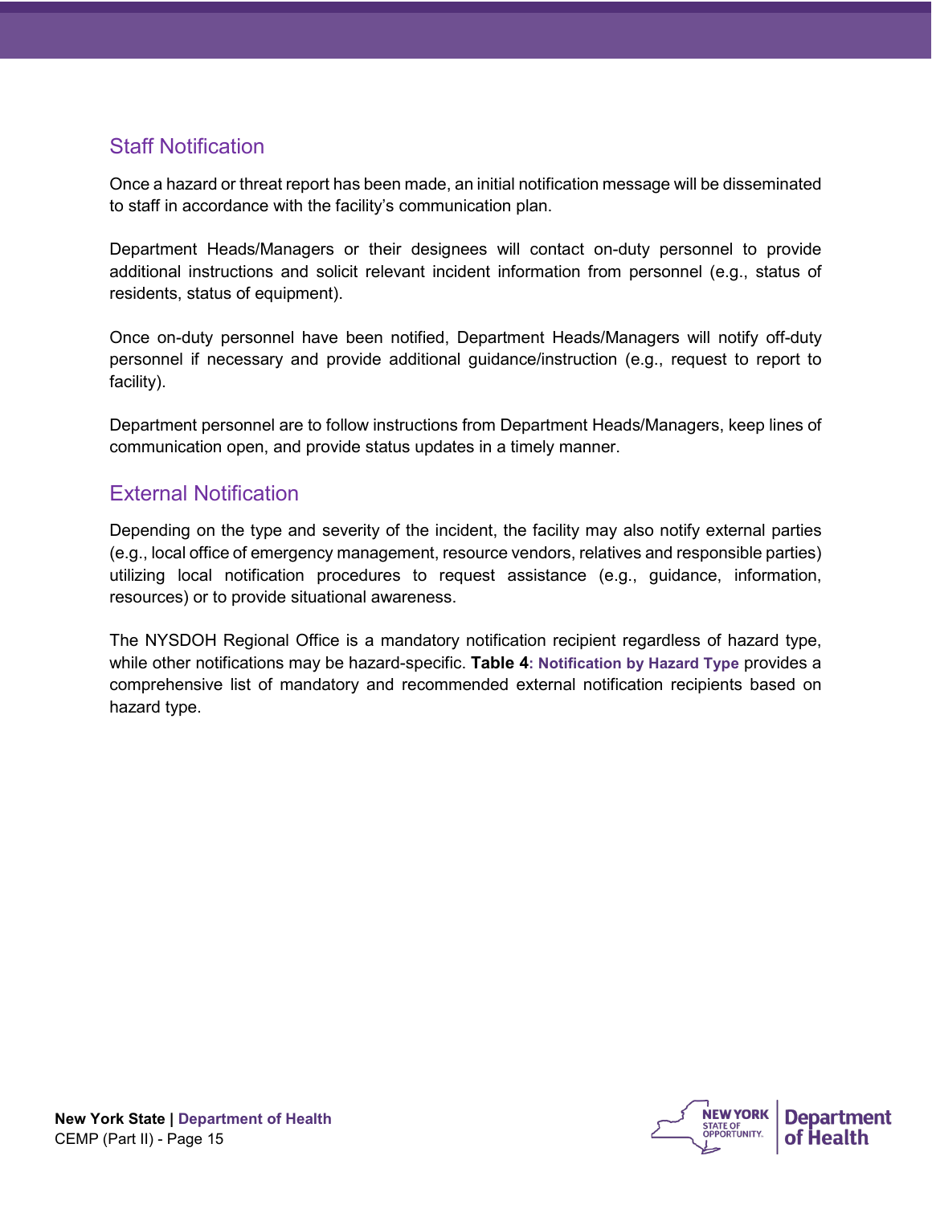## Staff Notification

Once a hazard or threat report has been made, an initial notification message will be disseminated to staff in accordance with the facility's communication plan.

Department Heads/Managers or their designees will contact on-duty personnel to provide additional instructions and solicit relevant incident information from personnel (e.g., status of residents, status of equipment).

Once on-duty personnel have been notified, Department Heads/Managers will notify off-duty personnel if necessary and provide additional guidance/instruction (e.g., request to report to facility).

Department personnel are to follow instructions from Department Heads/Managers, keep lines of communication open, and provide status updates in a timely manner.

## External Notification

Depending on the type and severity of the incident, the facility may also notify external parties (e.g., local office of emergency management, resource vendors, relatives and responsible parties) utilizing local notification procedures to request assistance (e.g., guidance, information, resources) or to provide situational awareness.

The NYSDOH Regional Office is a mandatory notification recipient regardless of hazard type, while other notifications may be hazard-specific. **Table 4: Notification by Hazard Type** provides a comprehensive list of mandatory and recommended external notification recipients based on hazard type.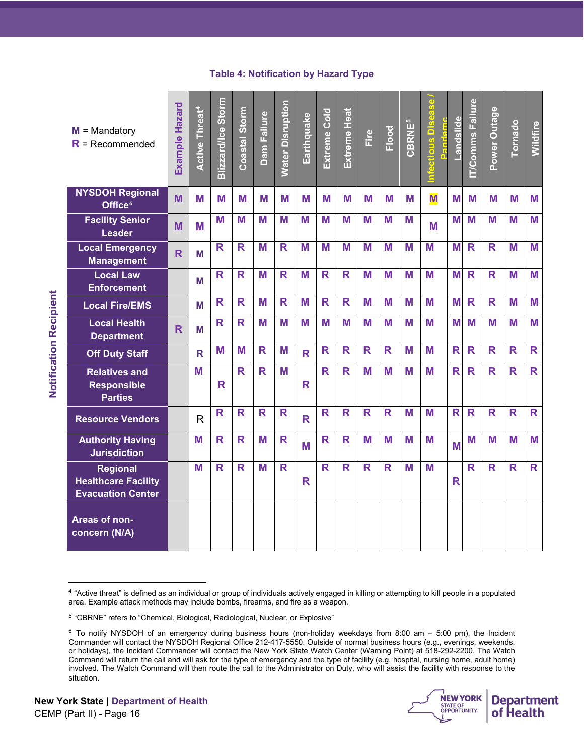**Table 4: Notification by Hazard Type**

M = Mandatory
R = Recommended

| Notification Recipient | Example Hazard | Active Threat[4] | Blizzard/Ice Storm | Coastal Storm | Dam Failure | Water Disruption | Earthquake | Extreme Cold | Extreme Heat | Fire | Flood | CBRNE[5] | Infectious Disease / Pandemic | Landslide | IT/Comms Failure | Power Outage | Tornado | Wildfire |
|---|---|---|---|---|---|---|---|---|---|---|---|---|---|---|---|---|---|---|
| NYSDOH Regional Office[6] | M | M | M | M | M | M | M | M | M | M | M | M | M | M | M | M | M | M |
| Facility Senior Leader | M | M | M | M | M | M | M | M | M | M | M | M | M | M | M | M | M | M |
| Local Emergency Management | R | M | R | R | M | R | M | M | M | M | M | M | M | M | R | R | M | M |
| Local Law Enforcement | | M | R | R | M | R | M | R | R | M | M | M | M | M | R | R | M | M |
| Local Fire/EMS | | M | R | R | M | R | M | R | R | M | M | M | M | M | R | R | M | M |
| Local Health Department | R | M | R | R | M | M | M | M | M | M | M | M | M | M | M | M | M | M |
| Off Duty Staff | | R | M | M | R | M | R | R | R | R | R | M | M | R | R | R | R | R |
| Relatives and Responsible Parties | | M | R | R | R | M | R | R | R | M | M | M | M | R | R | R | R | R |
| Resource Vendors | | R | R | R | R | R | R | R | R | R | R | M | M | R | R | R | R | R |
| Authority Having Jurisdiction | | M | R | R | M | R | M | R | R | M | M | M | M | M | M | M | M | M |
| Regional Healthcare Facility Evacuation Center | | M | R | R | M | R | R | R | R | R | R | M | M | R | R | R | R | R |
| Areas of non-concern (N/A) | | | | | | | | | | | | | | | | | | |

[4] "Active threat" is defined as an individual or group of individuals actively engaged in killing or attempting to kill people in a populated area. Example attack methods may include bombs, firearms, and fire as a weapon.

[5] "CBRNE" refers to "Chemical, Biological, Radiological, Nuclear, or Explosive"

[6] To notify NYSDOH of an emergency during business hours (non-holiday weekdays from 8:00 am – 5:00 pm), the Incident Commander will contact the NYSDOH Regional Office 212-417-5550. Outside of normal business hours (e.g., evenings, weekends, or holidays), the Incident Commander will contact the New York State Watch Center (Warning Point) at 518-292-2200. The Watch Command will return the call and will ask for the type of emergency and the type of facility (e.g. hospital, nursing home, adult home) involved. The Watch Command will then route the call to the Administrator on Duty, who will assist the facility with response to the situation.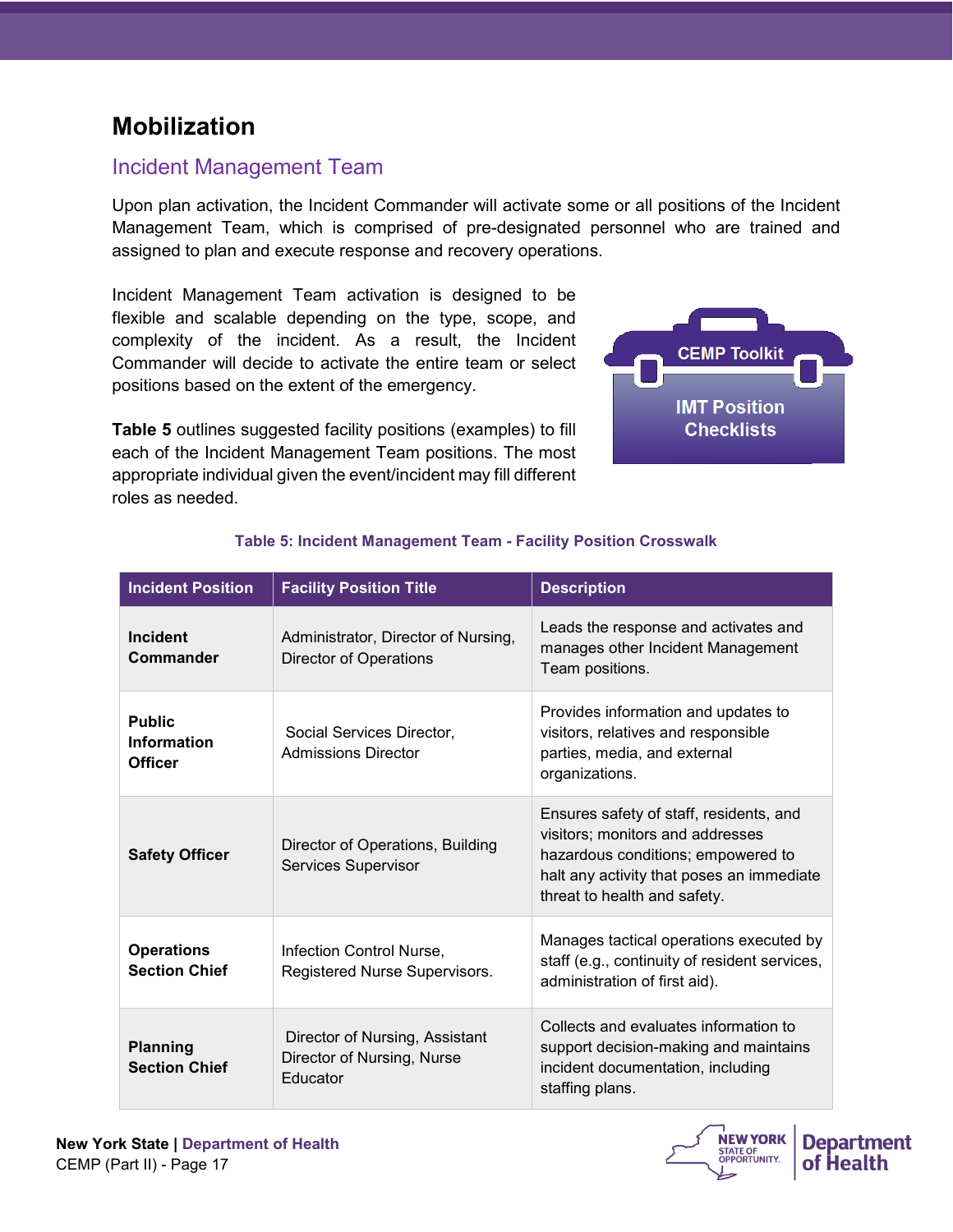# Mobilization

## Incident Management Team

Upon plan activation, the Incident Commander will activate some or all positions of the Incident Management Team, which is comprised of pre-designated personnel who are trained and assigned to plan and execute response and recovery operations.

Incident Management Team activation is designed to be flexible and scalable depending on the type, scope, and complexity of the incident. As a result, the Incident Commander will decide to activate the entire team or select positions based on the extent of the emergency.

CEMP Toolkit
IMT Position Checklists

**Table 5** outlines suggested facility positions (examples) to fill each of the Incident Management Team positions. The most appropriate individual given the event/incident may fill different roles as needed.

**Table 5: Incident Management Team - Facility Position Crosswalk**

| Incident Position | Facility Position Title | Description |
|---|---|---|
| **Incident Commander** | Administrator, Director of Nursing, Director of Operations | Leads the response and activates and manages other Incident Management Team positions. |
| **Public Information Officer** | Social Services Director, Admissions Director | Provides information and updates to visitors, relatives and responsible parties, media, and external organizations. |
| **Safety Officer** | Director of Operations, Building Services Supervisor | Ensures safety of staff, residents, and visitors; monitors and addresses hazardous conditions; empowered to halt any activity that poses an immediate threat to health and safety. |
| **Operations Section Chief** | Infection Control Nurse, Registered Nurse Supervisors. | Manages tactical operations executed by staff (e.g., continuity of resident services, administration of first aid). |
| **Planning Section Chief** | Director of Nursing, Assistant Director of Nursing, Nurse Educator | Collects and evaluates information to support decision-making and maintains incident documentation, including staffing plans. |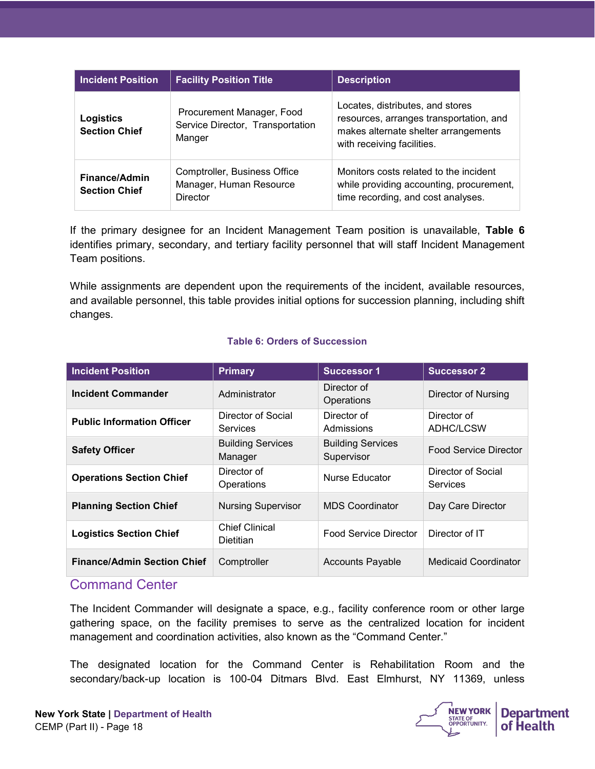| Incident Position | Facility Position Title | Description |
|---|---|---|
| **Logistics Section Chief** | Procurement Manager, Food Service Director, Transportation Manger | Locates, distributes, and stores resources, arranges transportation, and makes alternate shelter arrangements with receiving facilities. |
| **Finance/Admin Section Chief** | Comptroller, Business Office Manager, Human Resource Director | Monitors costs related to the incident while providing accounting, procurement, time recording, and cost analyses. |

If the primary designee for an Incident Management Team position is unavailable, **Table 6** identifies primary, secondary, and tertiary facility personnel that will staff Incident Management Team positions.

While assignments are dependent upon the requirements of the incident, available resources, and available personnel, this table provides initial options for succession planning, including shift changes.

**Table 6: Orders of Succession**

| Incident Position | Primary | Successor 1 | Successor 2 |
|---|---|---|---|
| **Incident Commander** | Administrator | Director of Operations | Director of Nursing |
| **Public Information Officer** | Director of Social Services | Director of Admissions | Director of ADHC/LCSW |
| **Safety Officer** | Building Services Manager | Building Services Supervisor | Food Service Director |
| **Operations Section Chief** | Director of Operations | Nurse Educator | Director of Social Services |
| **Planning Section Chief** | Nursing Supervisor | MDS Coordinator | Day Care Director |
| **Logistics Section Chief** | Chief Clinical Dietitian | Food Service Director | Director of IT |
| **Finance/Admin Section Chief** | Comptroller | Accounts Payable | Medicaid Coordinator |

## Command Center

The Incident Commander will designate a space, e.g., facility conference room or other large gathering space, on the facility premises to serve as the centralized location for incident management and coordination activities, also known as the "Command Center."

The designated location for the Command Center is Rehabilitation Room and the secondary/back-up location is 100-04 Ditmars Blvd. East Elmhurst, NY 11369, unless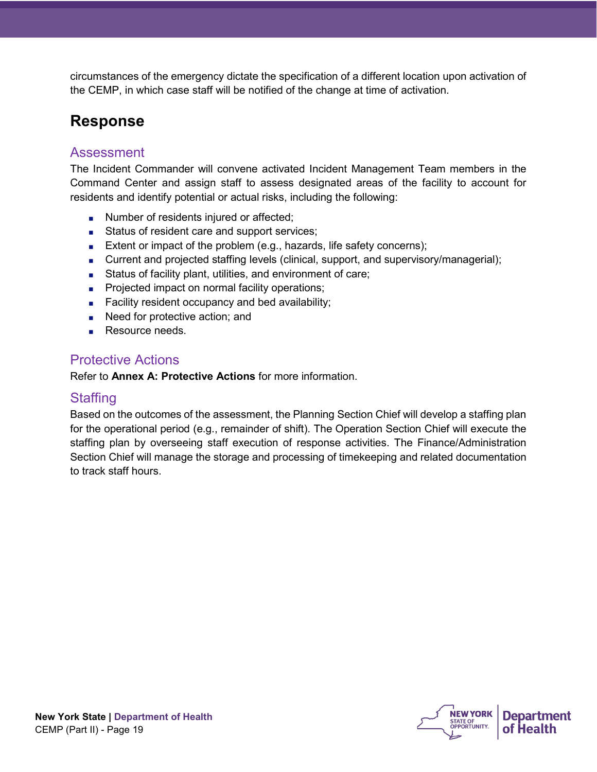circumstances of the emergency dictate the specification of a different location upon activation of the CEMP, in which case staff will be notified of the change at time of activation.

## Response

### Assessment

The Incident Commander will convene activated Incident Management Team members in the Command Center and assign staff to assess designated areas of the facility to account for residents and identify potential or actual risks, including the following:

- Number of residents injured or affected;
- Status of resident care and support services;
- Extent or impact of the problem (e.g., hazards, life safety concerns);
- Current and projected staffing levels (clinical, support, and supervisory/managerial);
- Status of facility plant, utilities, and environment of care;
- Projected impact on normal facility operations;
- Facility resident occupancy and bed availability;
- Need for protective action; and
- Resource needs.

### Protective Actions

Refer to **Annex A: Protective Actions** for more information.

### Staffing

Based on the outcomes of the assessment, the Planning Section Chief will develop a staffing plan for the operational period (e.g., remainder of shift). The Operation Section Chief will execute the staffing plan by overseeing staff execution of response activities. The Finance/Administration Section Chief will manage the storage and processing of timekeeping and related documentation to track staff hours.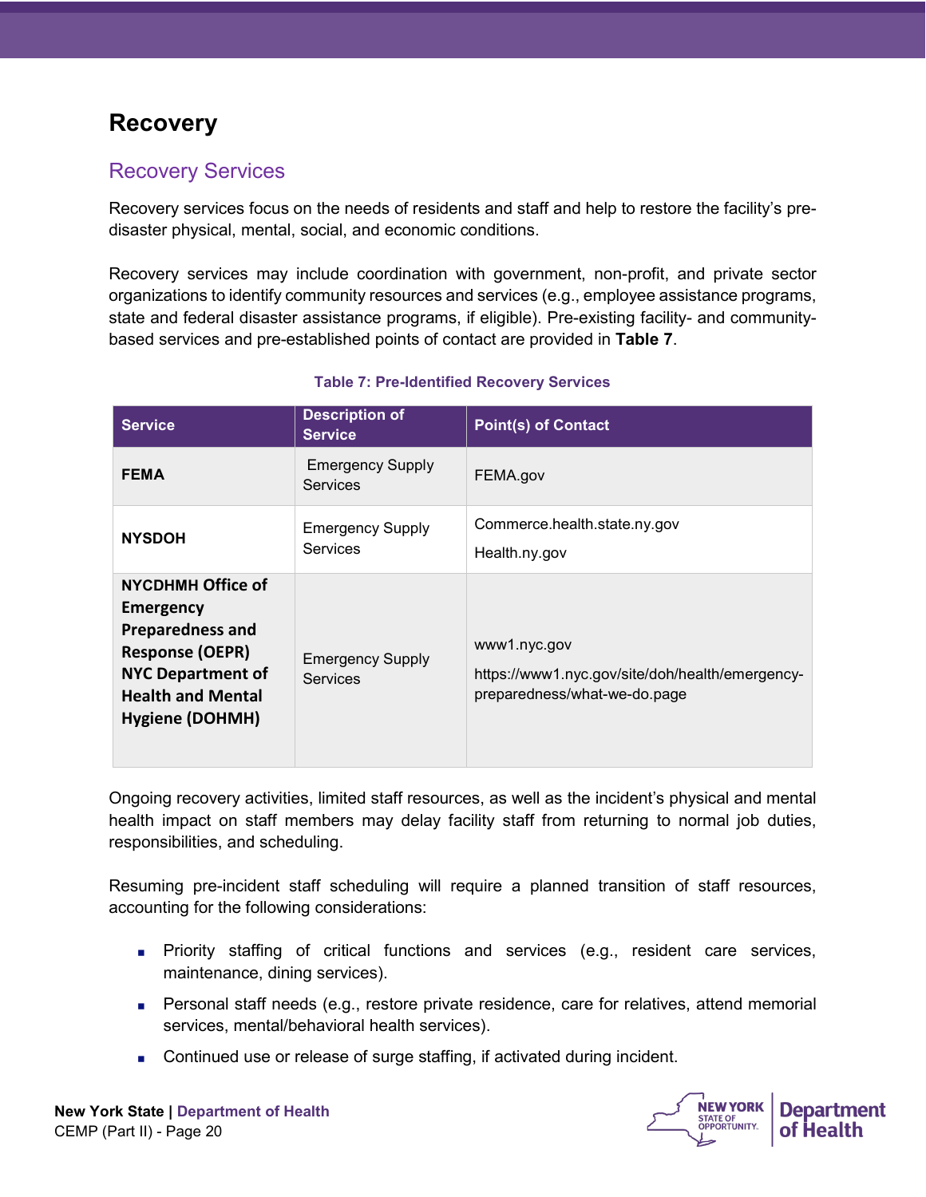# Recovery

## Recovery Services

Recovery services focus on the needs of residents and staff and help to restore the facility's pre-disaster physical, mental, social, and economic conditions.

Recovery services may include coordination with government, non-profit, and private sector organizations to identify community resources and services (e.g., employee assistance programs, state and federal disaster assistance programs, if eligible). Pre-existing facility- and community-based services and pre-established points of contact are provided in **Table 7**.

**Table 7: Pre-Identified Recovery Services**

| Service | Description of Service | Point(s) of Contact |
| --- | --- | --- |
| **FEMA** | Emergency Supply Services | FEMA.gov |
| **NYSDOH** | Emergency Supply Services | Commerce.health.state.ny.gov<br>Health.ny.gov |
| **NYCDHMH Office of Emergency Preparedness and Response (OEPR) NYC Department of Health and Mental Hygiene (DOHMH)** | Emergency Supply Services | www1.nyc.gov<br>https://www1.nyc.gov/site/doh/health/emergency-preparedness/what-we-do.page |

Ongoing recovery activities, limited staff resources, as well as the incident's physical and mental health impact on staff members may delay facility staff from returning to normal job duties, responsibilities, and scheduling.

Resuming pre-incident staff scheduling will require a planned transition of staff resources, accounting for the following considerations:

- Priority staffing of critical functions and services (e.g., resident care services, maintenance, dining services).
- Personal staff needs (e.g., restore private residence, care for relatives, attend memorial services, mental/behavioral health services).
- Continued use or release of surge staffing, if activated during incident.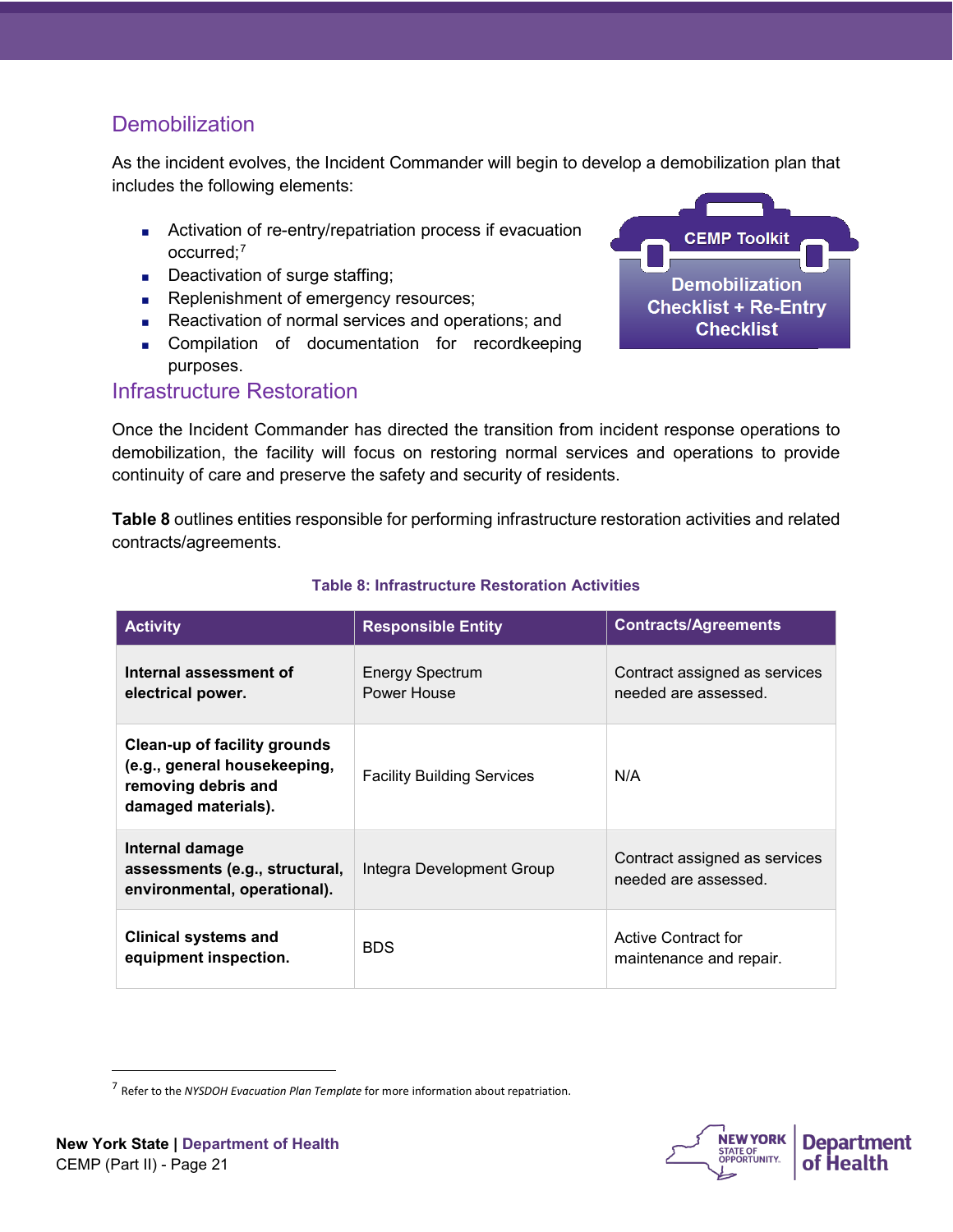## Demobilization

As the incident evolves, the Incident Commander will begin to develop a demobilization plan that includes the following elements:

- Activation of re-entry/repatriation process if evacuation occurred;[7]
- Deactivation of surge staffing;
- Replenishment of emergency resources;
- Reactivation of normal services and operations; and
- Compilation of documentation for recordkeeping purposes.

**CEMP Toolkit**

**Demobilization Checklist + Re-Entry Checklist**

## Infrastructure Restoration

Once the Incident Commander has directed the transition from incident response operations to demobilization, the facility will focus on restoring normal services and operations to provide continuity of care and preserve the safety and security of residents.

**Table 8** outlines entities responsible for performing infrastructure restoration activities and related contracts/agreements.

**Table 8: Infrastructure Restoration Activities**

| Activity | Responsible Entity | Contracts/Agreements |
|---|---|---|
| **Internal assessment of electrical power.** | Energy Spectrum Power House | Contract assigned as services needed are assessed. |
| **Clean-up of facility grounds (e.g., general housekeeping, removing debris and damaged materials).** | Facility Building Services | N/A |
| **Internal damage assessments (e.g., structural, environmental, operational).** | Integra Development Group | Contract assigned as services needed are assessed. |
| **Clinical systems and equipment inspection.** | BDS | Active Contract for maintenance and repair. |

[7] Refer to the *NYSDOH Evacuation Plan Template* for more information about repatriation.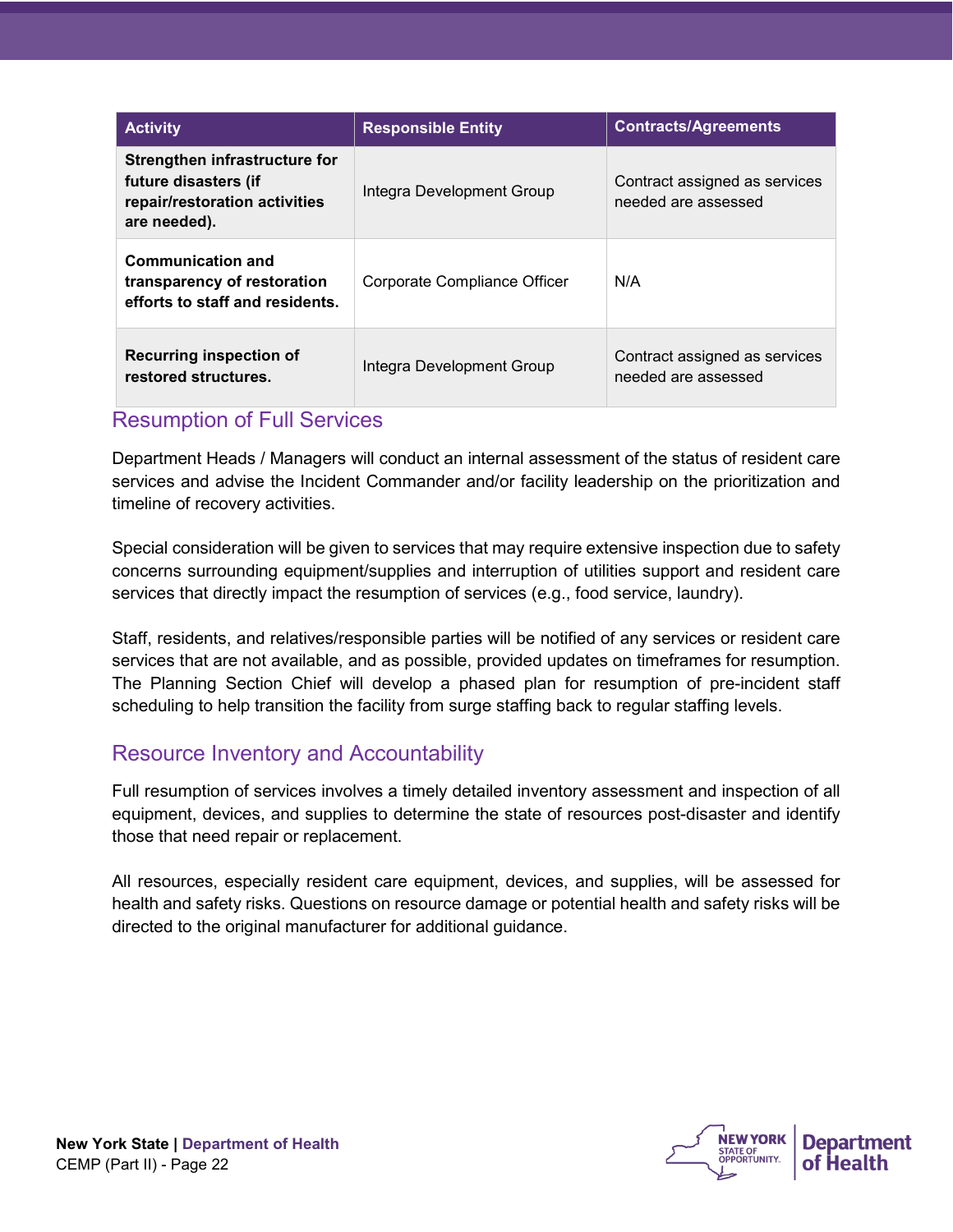| Activity | Responsible Entity | Contracts/Agreements |
|---|---|---|
| **Strengthen infrastructure for future disasters (if repair/restoration activities are needed).** | Integra Development Group | Contract assigned as services needed are assessed |
| **Communication and transparency of restoration efforts to staff and residents.** | Corporate Compliance Officer | N/A |
| **Recurring inspection of restored structures.** | Integra Development Group | Contract assigned as services needed are assessed |

## Resumption of Full Services

Department Heads / Managers will conduct an internal assessment of the status of resident care services and advise the Incident Commander and/or facility leadership on the prioritization and timeline of recovery activities.

Special consideration will be given to services that may require extensive inspection due to safety concerns surrounding equipment/supplies and interruption of utilities support and resident care services that directly impact the resumption of services (e.g., food service, laundry).

Staff, residents, and relatives/responsible parties will be notified of any services or resident care services that are not available, and as possible, provided updates on timeframes for resumption. The Planning Section Chief will develop a phased plan for resumption of pre-incident staff scheduling to help transition the facility from surge staffing back to regular staffing levels.

## Resource Inventory and Accountability

Full resumption of services involves a timely detailed inventory assessment and inspection of all equipment, devices, and supplies to determine the state of resources post-disaster and identify those that need repair or replacement.

All resources, especially resident care equipment, devices, and supplies, will be assessed for health and safety risks. Questions on resource damage or potential health and safety risks will be directed to the original manufacturer for additional guidance.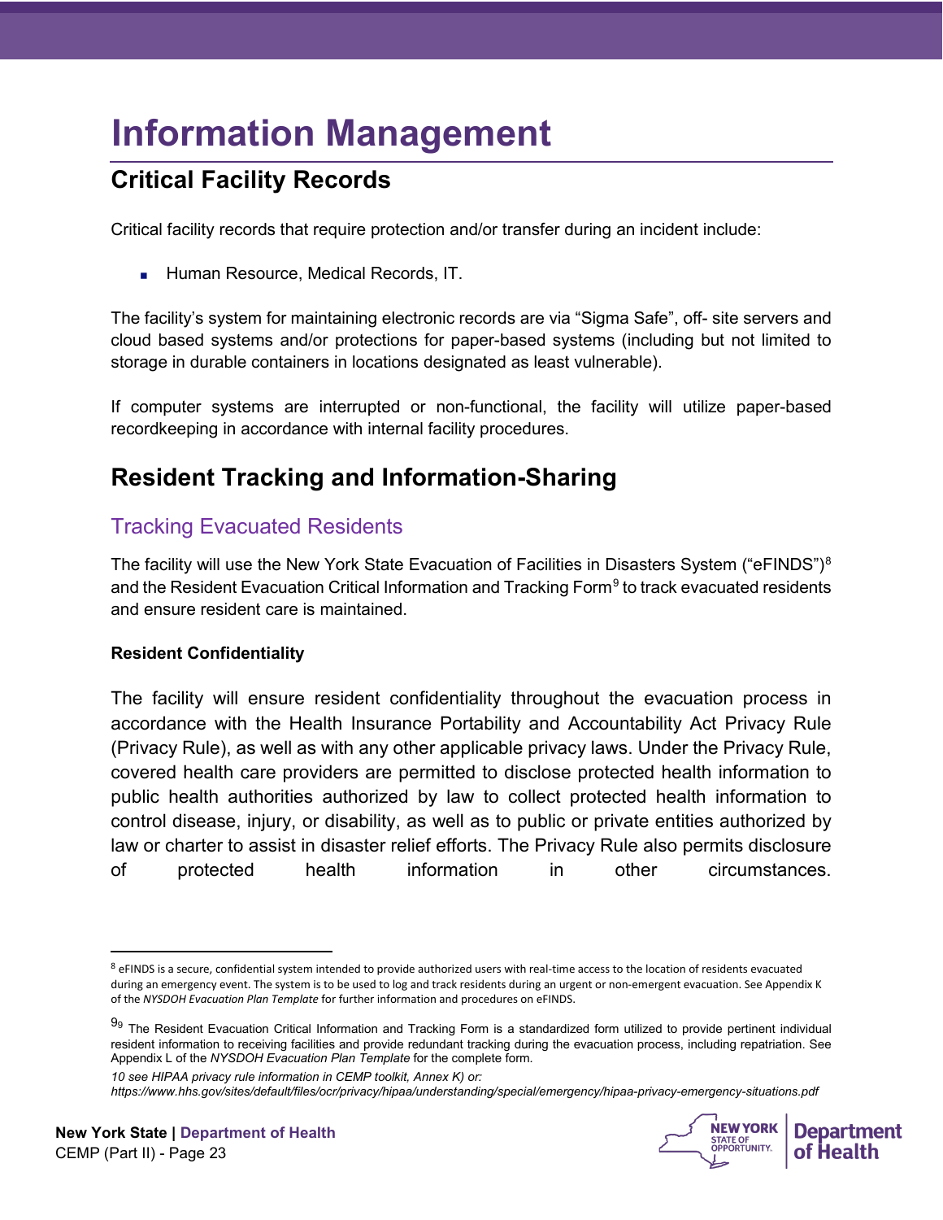# Information Management

## Critical Facility Records

Critical facility records that require protection and/or transfer during an incident include:

- Human Resource, Medical Records, IT.

The facility's system for maintaining electronic records are via "Sigma Safe", off- site servers and cloud based systems and/or protections for paper-based systems (including but not limited to storage in durable containers in locations designated as least vulnerable).

If computer systems are interrupted or non-functional, the facility will utilize paper-based recordkeeping in accordance with internal facility procedures.

## Resident Tracking and Information-Sharing

### Tracking Evacuated Residents

The facility will use the New York State Evacuation of Facilities in Disasters System ("eFINDS")[8] and the Resident Evacuation Critical Information and Tracking Form[9] to track evacuated residents and ensure resident care is maintained.

**Resident Confidentiality**

The facility will ensure resident confidentiality throughout the evacuation process in accordance with the Health Insurance Portability and Accountability Act Privacy Rule (Privacy Rule), as well as with any other applicable privacy laws. Under the Privacy Rule, covered health care providers are permitted to disclose protected health information to public health authorities authorized by law to collect protected health information to control disease, injury, or disability, as well as to public or private entities authorized by law or charter to assist in disaster relief efforts. The Privacy Rule also permits disclosure of protected health information in other circumstances.

---

[8] eFINDS is a secure, confidential system intended to provide authorized users with real-time access to the location of residents evacuated during an emergency event. The system is to be used to log and track residents during an urgent or non-emergent evacuation. See Appendix K of the *NYSDOH Evacuation Plan Template* for further information and procedures on eFINDS.

[9] The Resident Evacuation Critical Information and Tracking Form is a standardized form utilized to provide pertinent individual resident information to receiving facilities and provide redundant tracking during the evacuation process, including repatriation. See Appendix L of the *NYSDOH Evacuation Plan Template* for the complete form.

*10 see HIPAA privacy rule information in CEMP toolkit, Annex K) or: https://www.hhs.gov/sites/default/files/ocr/privacy/hipaa/understanding/special/emergency/hipaa-privacy-emergency-situations.pdf*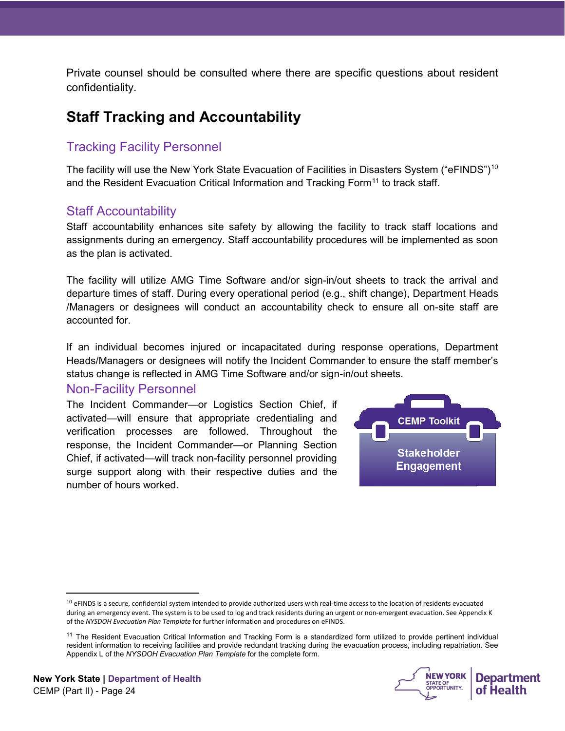Private counsel should be consulted where there are specific questions about resident confidentiality.

## Staff Tracking and Accountability

### Tracking Facility Personnel

The facility will use the New York State Evacuation of Facilities in Disasters System ("eFINDS")[10] and the Resident Evacuation Critical Information and Tracking Form[11] to track staff.

### Staff Accountability

Staff accountability enhances site safety by allowing the facility to track staff locations and assignments during an emergency. Staff accountability procedures will be implemented as soon as the plan is activated.

The facility will utilize AMG Time Software and/or sign-in/out sheets to track the arrival and departure times of staff. During every operational period (e.g., shift change), Department Heads /Managers or designees will conduct an accountability check to ensure all on-site staff are accounted for.

If an individual becomes injured or incapacitated during response operations, Department Heads/Managers or designees will notify the Incident Commander to ensure the staff member's status change is reflected in AMG Time Software and/or sign-in/out sheets.

### Non-Facility Personnel

The Incident Commander—or Logistics Section Chief, if activated—will ensure that appropriate credentialing and verification processes are followed. Throughout the response, the Incident Commander—or Planning Section Chief, if activated—will track non-facility personnel providing surge support along with their respective duties and the number of hours worked.

**CEMP Toolkit**

**Stakeholder Engagement**

---

[10] eFINDS is a secure, confidential system intended to provide authorized users with real-time access to the location of residents evacuated during an emergency event. The system is to be used to log and track residents during an urgent or non-emergent evacuation. See Appendix K of the *NYSDOH Evacuation Plan Template* for further information and procedures on eFINDS.

[11] The Resident Evacuation Critical Information and Tracking Form is a standardized form utilized to provide pertinent individual resident information to receiving facilities and provide redundant tracking during the evacuation process, including repatriation. See Appendix L of the *NYSDOH Evacuation Plan Template* for the complete form.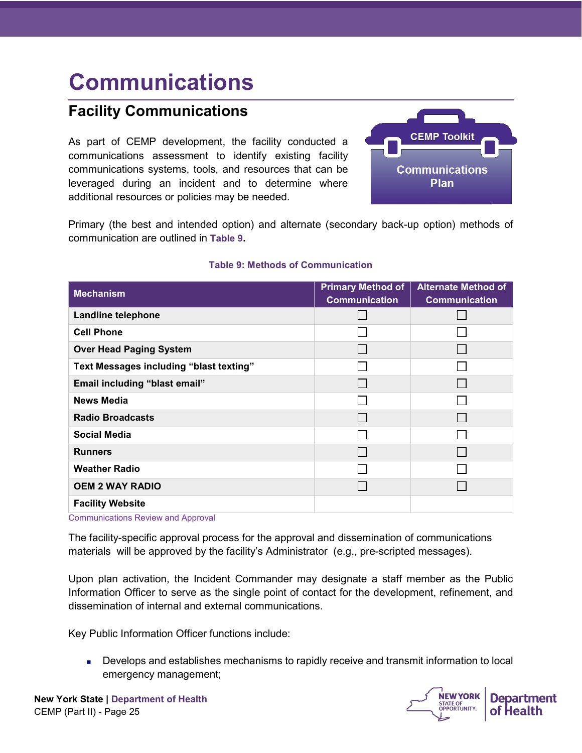# Communications

## Facility Communications

As part of CEMP development, the facility conducted a communications assessment to identify existing facility communications systems, tools, and resources that can be leveraged during an incident and to determine where additional resources or policies may be needed.

CEMP Toolkit

Communications Plan

Primary (the best and intended option) and alternate (secondary back-up option) methods of communication are outlined in **Table 9.**

**Table 9: Methods of Communication**

| Mechanism | Primary Method of Communication | Alternate Method of Communication |
|---|---|---|
| **Landline telephone** | ☐ | ☐ |
| **Cell Phone** | ☐ | ☐ |
| **Over Head Paging System** | ☐ | ☐ |
| **Text Messages including "blast texting"** | ☐ | ☐ |
| **Email including "blast email"** | ☐ | ☐ |
| **News Media** | ☐ | ☐ |
| **Radio Broadcasts** | ☐ | ☐ |
| **Social Media** | ☐ | ☐ |
| **Runners** | ☐ | ☐ |
| **Weather Radio** | ☐ | ☐ |
| **OEM 2 WAY RADIO** | ☐ | ☐ |
| **Facility Website** | | |

### Communications Review and Approval

The facility-specific approval process for the approval and dissemination of communications materials will be approved by the facility's Administrator (e.g., pre-scripted messages).

Upon plan activation, the Incident Commander may designate a staff member as the Public Information Officer to serve as the single point of contact for the development, refinement, and dissemination of internal and external communications.

Key Public Information Officer functions include:

- Develops and establishes mechanisms to rapidly receive and transmit information to local emergency management;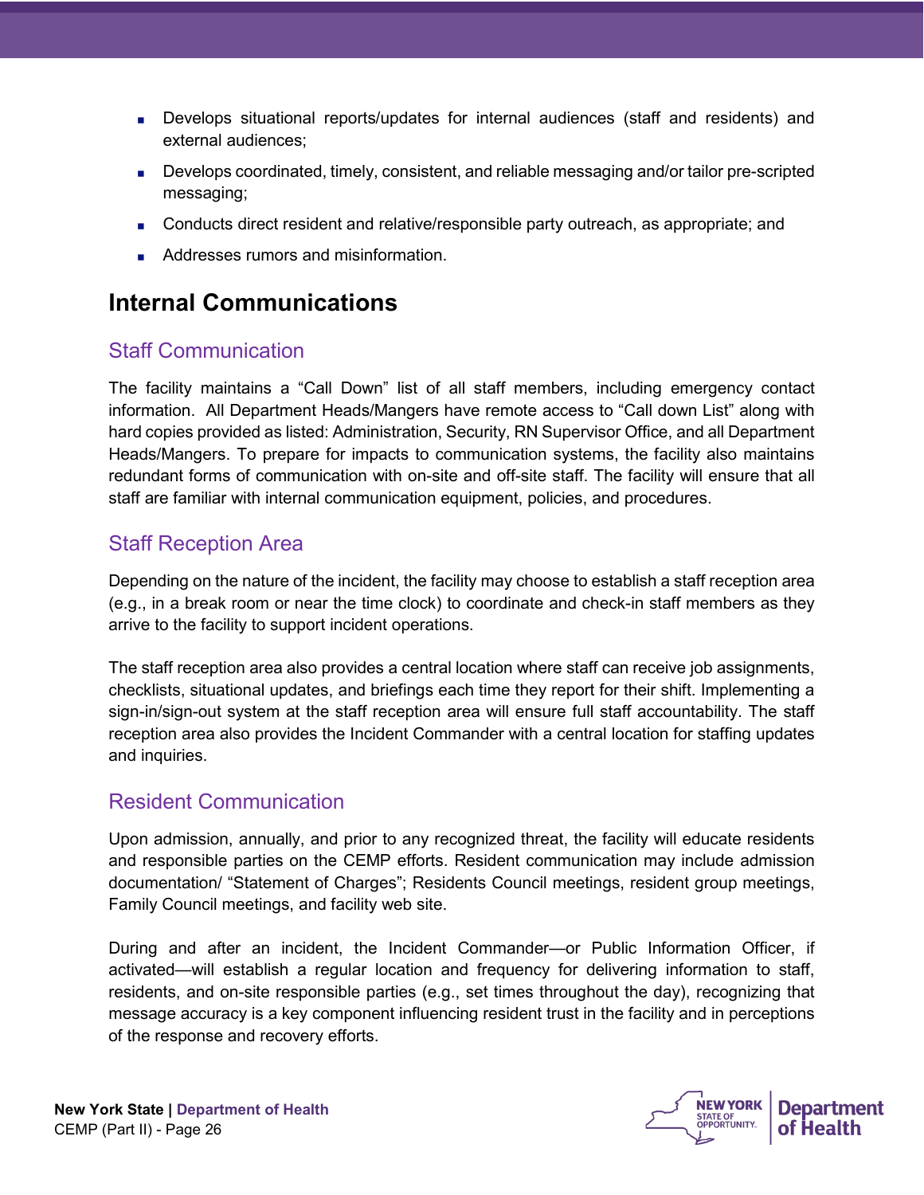- Develops situational reports/updates for internal audiences (staff and residents) and external audiences;
- Develops coordinated, timely, consistent, and reliable messaging and/or tailor pre-scripted messaging;
- Conducts direct resident and relative/responsible party outreach, as appropriate; and
- Addresses rumors and misinformation.

## Internal Communications

### Staff Communication

The facility maintains a "Call Down" list of all staff members, including emergency contact information. All Department Heads/Mangers have remote access to "Call down List" along with hard copies provided as listed: Administration, Security, RN Supervisor Office, and all Department Heads/Mangers. To prepare for impacts to communication systems, the facility also maintains redundant forms of communication with on-site and off-site staff. The facility will ensure that all staff are familiar with internal communication equipment, policies, and procedures.

### Staff Reception Area

Depending on the nature of the incident, the facility may choose to establish a staff reception area (e.g., in a break room or near the time clock) to coordinate and check-in staff members as they arrive to the facility to support incident operations.

The staff reception area also provides a central location where staff can receive job assignments, checklists, situational updates, and briefings each time they report for their shift. Implementing a sign-in/sign-out system at the staff reception area will ensure full staff accountability. The staff reception area also provides the Incident Commander with a central location for staffing updates and inquiries.

### Resident Communication

Upon admission, annually, and prior to any recognized threat, the facility will educate residents and responsible parties on the CEMP efforts. Resident communication may include admission documentation/ "Statement of Charges"; Residents Council meetings, resident group meetings, Family Council meetings, and facility web site.

During and after an incident, the Incident Commander—or Public Information Officer, if activated—will establish a regular location and frequency for delivering information to staff, residents, and on-site responsible parties (e.g., set times throughout the day), recognizing that message accuracy is a key component influencing resident trust in the facility and in perceptions of the response and recovery efforts.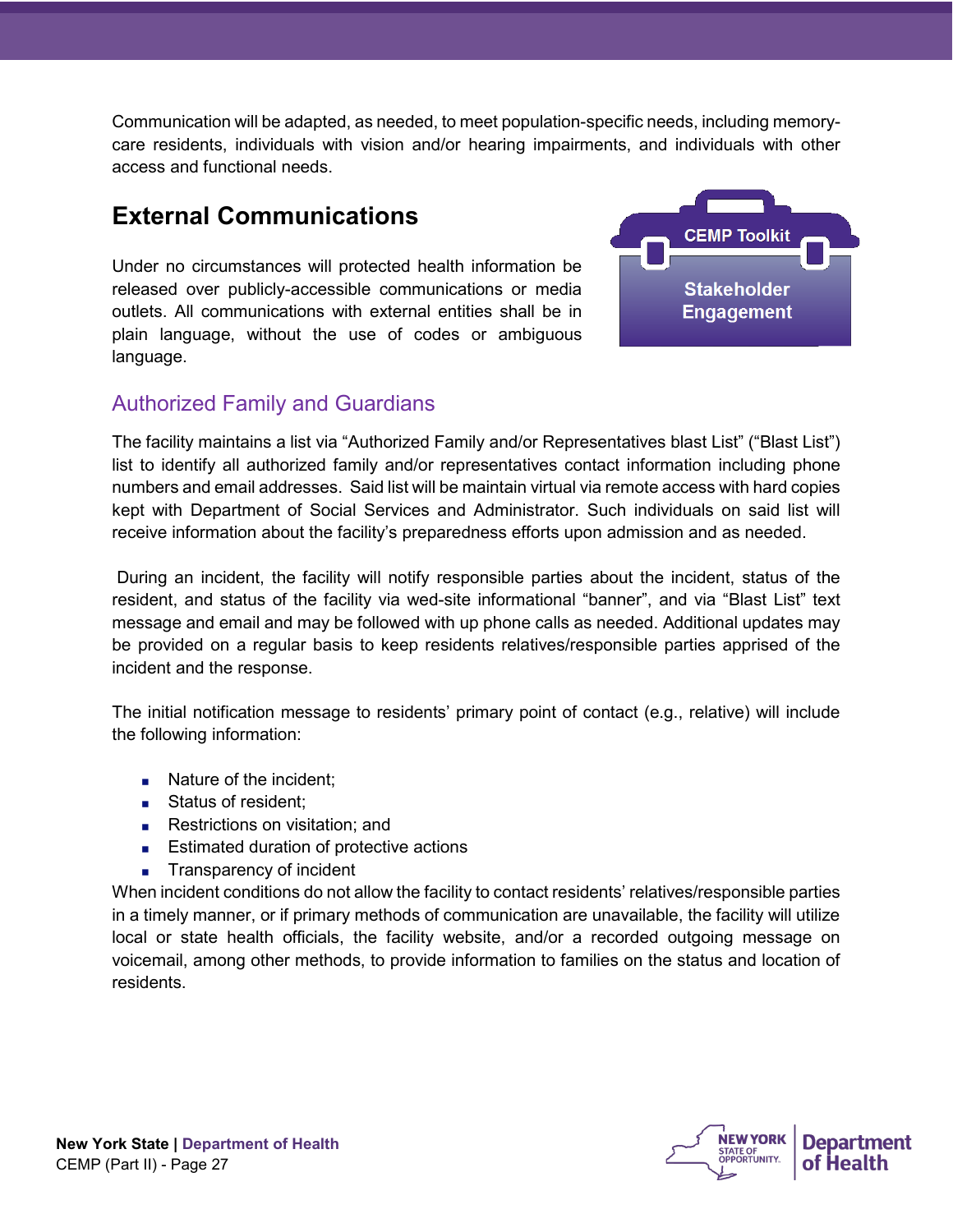Communication will be adapted, as needed, to meet population-specific needs, including memory-care residents, individuals with vision and/or hearing impairments, and individuals with other access and functional needs.

## External Communications

CEMP Toolkit

Stakeholder Engagement

Under no circumstances will protected health information be released over publicly-accessible communications or media outlets. All communications with external entities shall be in plain language, without the use of codes or ambiguous language.

### Authorized Family and Guardians

The facility maintains a list via "Authorized Family and/or Representatives blast List" ("Blast List") list to identify all authorized family and/or representatives contact information including phone numbers and email addresses. Said list will be maintain virtual via remote access with hard copies kept with Department of Social Services and Administrator. Such individuals on said list will receive information about the facility's preparedness efforts upon admission and as needed.

During an incident, the facility will notify responsible parties about the incident, status of the resident, and status of the facility via wed-site informational "banner", and via "Blast List" text message and email and may be followed with up phone calls as needed. Additional updates may be provided on a regular basis to keep residents relatives/responsible parties apprised of the incident and the response.

The initial notification message to residents' primary point of contact (e.g., relative) will include the following information:

- Nature of the incident;
- Status of resident;
- Restrictions on visitation; and
- Estimated duration of protective actions
- Transparency of incident

When incident conditions do not allow the facility to contact residents' relatives/responsible parties in a timely manner, or if primary methods of communication are unavailable, the facility will utilize local or state health officials, the facility website, and/or a recorded outgoing message on voicemail, among other methods, to provide information to families on the status and location of residents.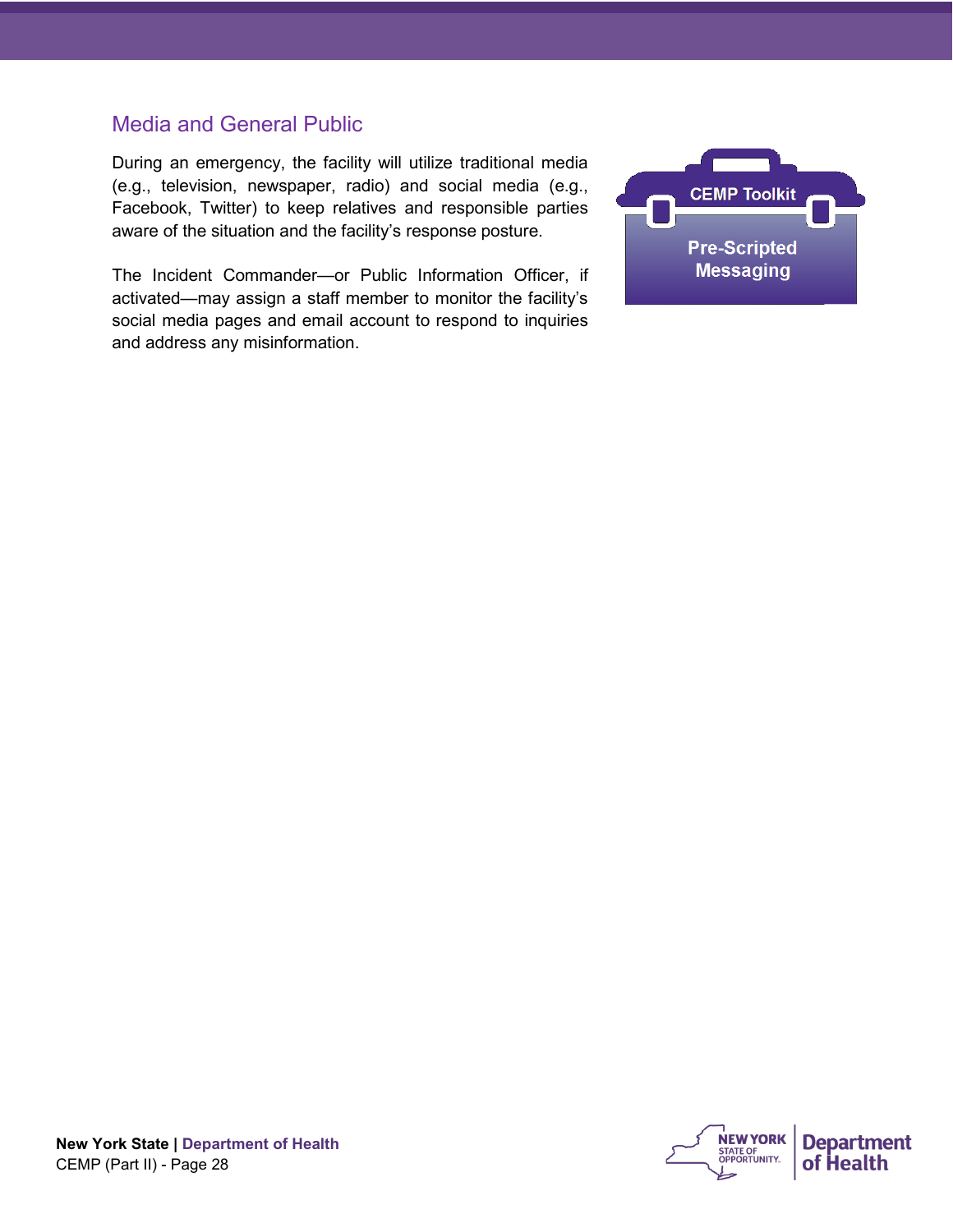## Media and General Public

During an emergency, the facility will utilize traditional media (e.g., television, newspaper, radio) and social media (e.g., Facebook, Twitter) to keep relatives and responsible parties aware of the situation and the facility's response posture.

The Incident Commander—or Public Information Officer, if activated—may assign a staff member to monitor the facility's social media pages and email account to respond to inquiries and address any misinformation.

CEMP Toolkit

Pre-Scripted Messaging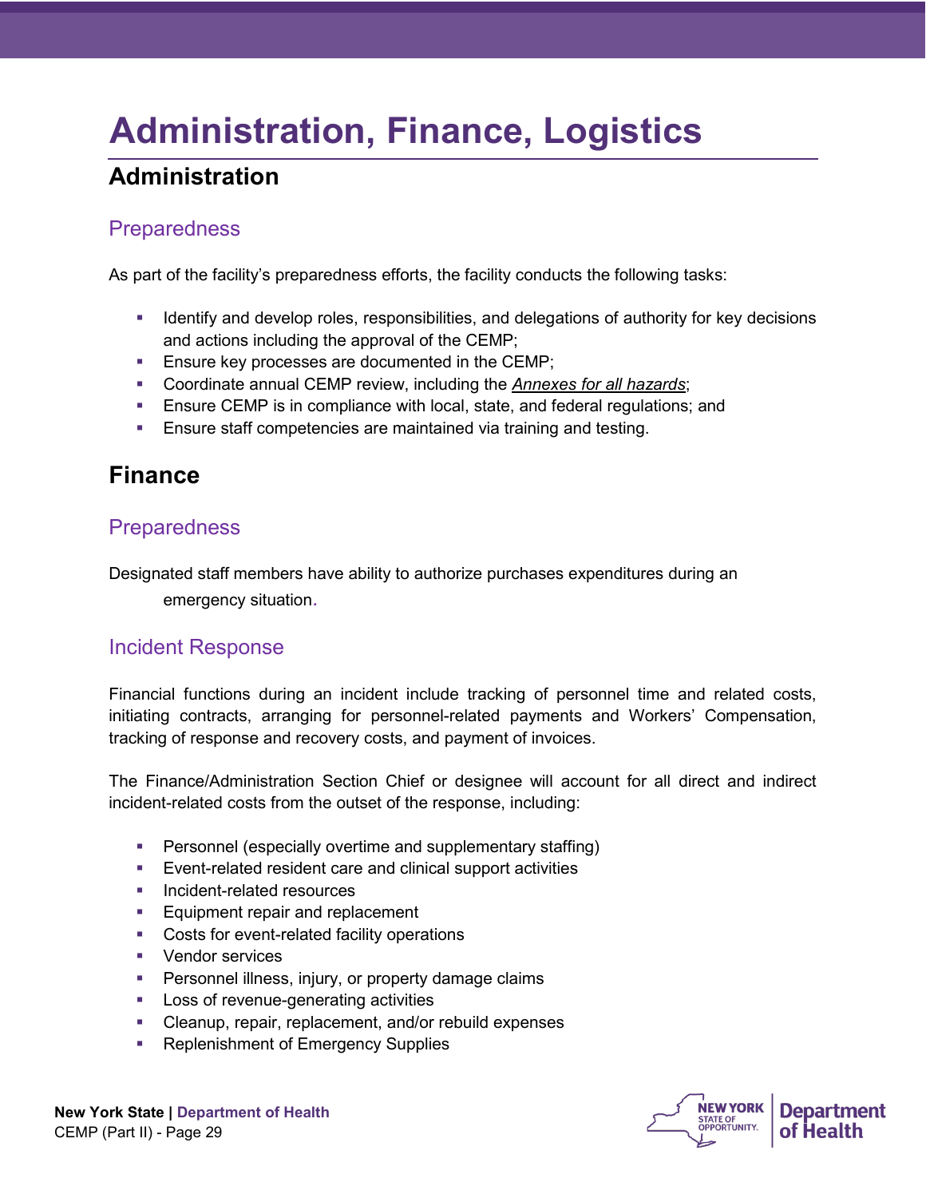# Administration, Finance, Logistics

## Administration

### Preparedness

As part of the facility's preparedness efforts, the facility conducts the following tasks:

- Identify and develop roles, responsibilities, and delegations of authority for key decisions and actions including the approval of the CEMP;
- Ensure key processes are documented in the CEMP;
- Coordinate annual CEMP review, including the *Annexes for all hazards*;
- Ensure CEMP is in compliance with local, state, and federal regulations; and
- Ensure staff competencies are maintained via training and testing.

## Finance

### Preparedness

Designated staff members have ability to authorize purchases expenditures during an emergency situation.

### Incident Response

Financial functions during an incident include tracking of personnel time and related costs, initiating contracts, arranging for personnel-related payments and Workers' Compensation, tracking of response and recovery costs, and payment of invoices.

The Finance/Administration Section Chief or designee will account for all direct and indirect incident-related costs from the outset of the response, including:

- Personnel (especially overtime and supplementary staffing)
- Event-related resident care and clinical support activities
- Incident-related resources
- Equipment repair and replacement
- Costs for event-related facility operations
- Vendor services
- Personnel illness, injury, or property damage claims
- Loss of revenue-generating activities
- Cleanup, repair, replacement, and/or rebuild expenses
- Replenishment of Emergency Supplies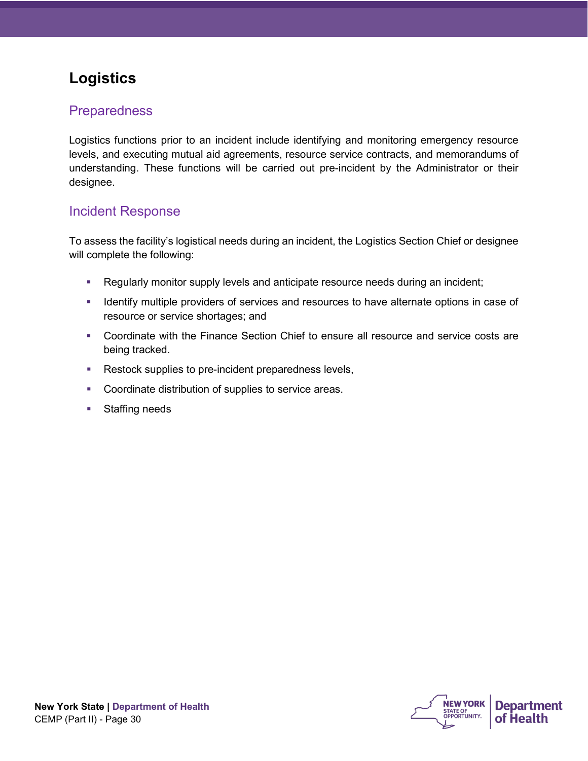# Logistics

## Preparedness

Logistics functions prior to an incident include identifying and monitoring emergency resource levels, and executing mutual aid agreements, resource service contracts, and memorandums of understanding. These functions will be carried out pre-incident by the Administrator or their designee.

## Incident Response

To assess the facility's logistical needs during an incident, the Logistics Section Chief or designee will complete the following:

- Regularly monitor supply levels and anticipate resource needs during an incident;
- Identify multiple providers of services and resources to have alternate options in case of resource or service shortages; and
- Coordinate with the Finance Section Chief to ensure all resource and service costs are being tracked.
- Restock supplies to pre-incident preparedness levels,
- Coordinate distribution of supplies to service areas.
- Staffing needs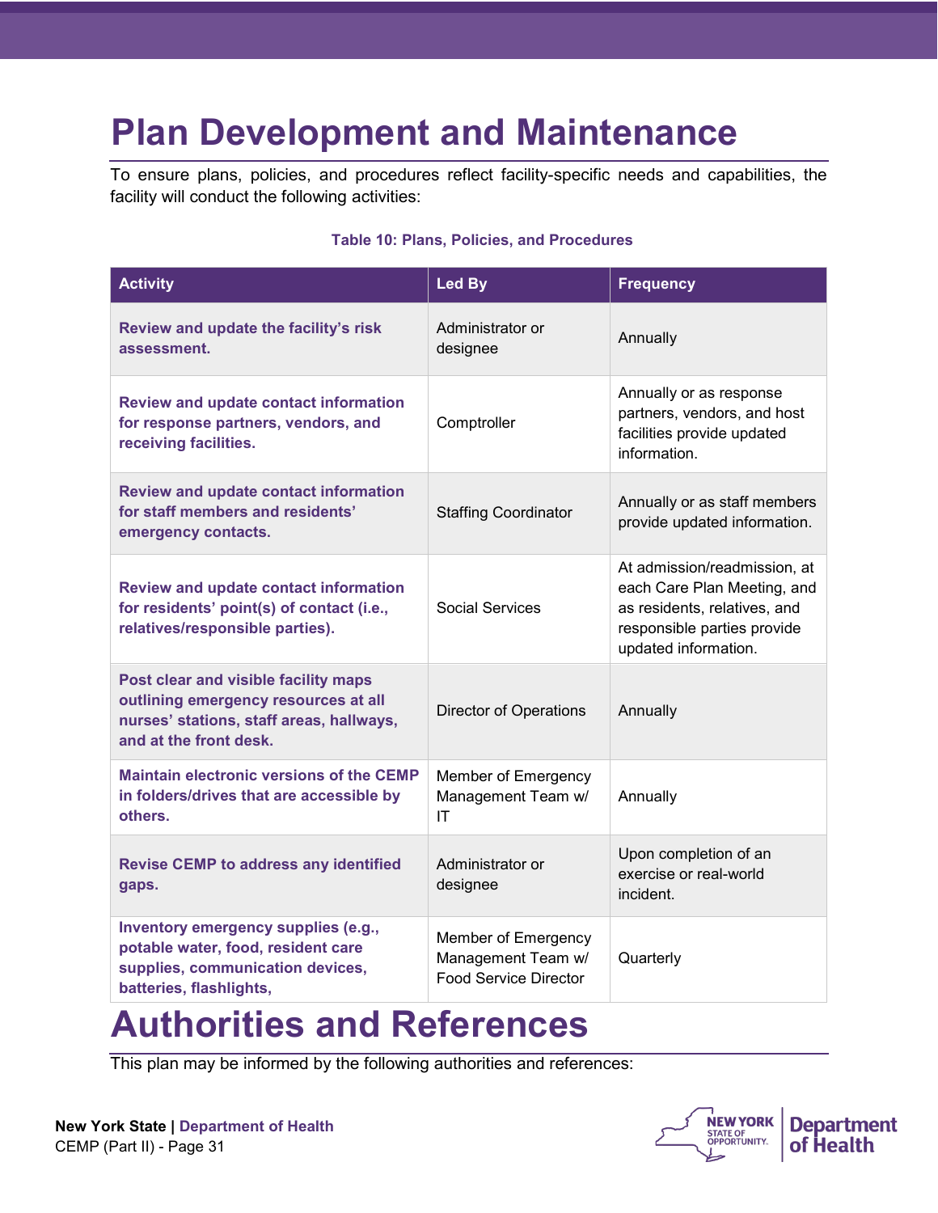# Plan Development and Maintenance

To ensure plans, policies, and procedures reflect facility-specific needs and capabilities, the facility will conduct the following activities:

**Table 10: Plans, Policies, and Procedures**

| Activity | Led By | Frequency |
| --- | --- | --- |
| **Review and update the facility's risk assessment.** | Administrator or designee | Annually |
| **Review and update contact information for response partners, vendors, and receiving facilities.** | Comptroller | Annually or as response partners, vendors, and host facilities provide updated information. |
| **Review and update contact information for staff members and residents' emergency contacts.** | Staffing Coordinator | Annually or as staff members provide updated information. |
| **Review and update contact information for residents' point(s) of contact (i.e., relatives/responsible parties).** | Social Services | At admission/readmission, at each Care Plan Meeting, and as residents, relatives, and responsible parties provide updated information. |
| **Post clear and visible facility maps outlining emergency resources at all nurses' stations, staff areas, hallways, and at the front desk.** | Director of Operations | Annually |
| **Maintain electronic versions of the CEMP in folders/drives that are accessible by others.** | Member of Emergency Management Team w/ IT | Annually |
| **Revise CEMP to address any identified gaps.** | Administrator or designee | Upon completion of an exercise or real-world incident. |
| **Inventory emergency supplies (e.g., potable water, food, resident care supplies, communication devices, batteries, flashlights,** | Member of Emergency Management Team w/ Food Service Director | Quarterly |

# Authorities and References

This plan may be informed by the following authorities and references: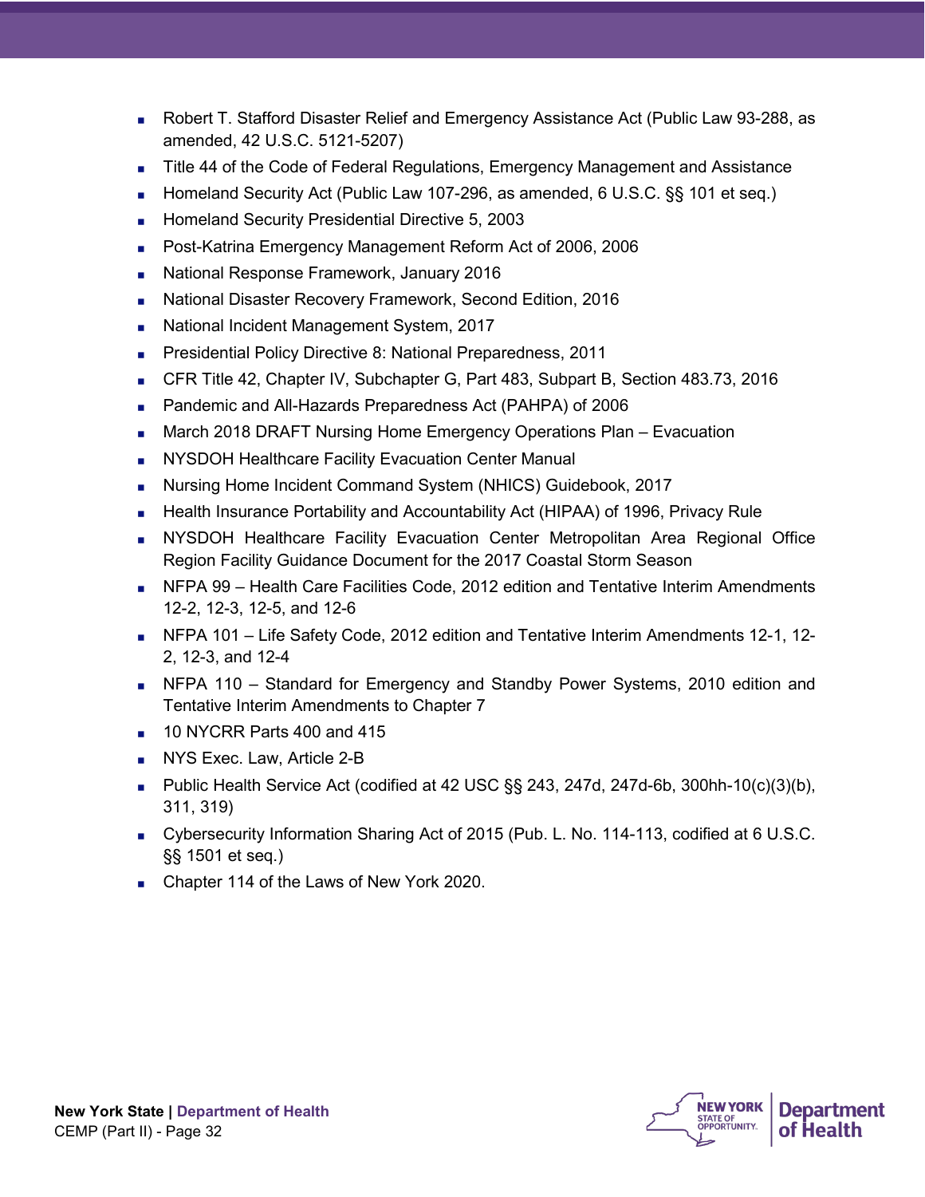- Robert T. Stafford Disaster Relief and Emergency Assistance Act (Public Law 93-288, as amended, 42 U.S.C. 5121-5207)
- Title 44 of the Code of Federal Regulations, Emergency Management and Assistance
- Homeland Security Act (Public Law 107-296, as amended, 6 U.S.C. §§ 101 et seq.)
- Homeland Security Presidential Directive 5, 2003
- Post-Katrina Emergency Management Reform Act of 2006, 2006
- National Response Framework, January 2016
- National Disaster Recovery Framework, Second Edition, 2016
- National Incident Management System, 2017
- Presidential Policy Directive 8: National Preparedness, 2011
- CFR Title 42, Chapter IV, Subchapter G, Part 483, Subpart B, Section 483.73, 2016
- Pandemic and All-Hazards Preparedness Act (PAHPA) of 2006
- March 2018 DRAFT Nursing Home Emergency Operations Plan – Evacuation
- NYSDOH Healthcare Facility Evacuation Center Manual
- Nursing Home Incident Command System (NHICS) Guidebook, 2017
- Health Insurance Portability and Accountability Act (HIPAA) of 1996, Privacy Rule
- NYSDOH Healthcare Facility Evacuation Center Metropolitan Area Regional Office Region Facility Guidance Document for the 2017 Coastal Storm Season
- NFPA 99 – Health Care Facilities Code, 2012 edition and Tentative Interim Amendments 12-2, 12-3, 12-5, and 12-6
- NFPA 101 – Life Safety Code, 2012 edition and Tentative Interim Amendments 12-1, 12-2, 12-3, and 12-4
- NFPA 110 – Standard for Emergency and Standby Power Systems, 2010 edition and Tentative Interim Amendments to Chapter 7
- 10 NYCRR Parts 400 and 415
- NYS Exec. Law, Article 2-B
- Public Health Service Act (codified at 42 USC §§ 243, 247d, 247d-6b, 300hh-10(c)(3)(b), 311, 319)
- Cybersecurity Information Sharing Act of 2015 (Pub. L. No. 114-113, codified at 6 U.S.C. §§ 1501 et seq.)
- Chapter 114 of the Laws of New York 2020.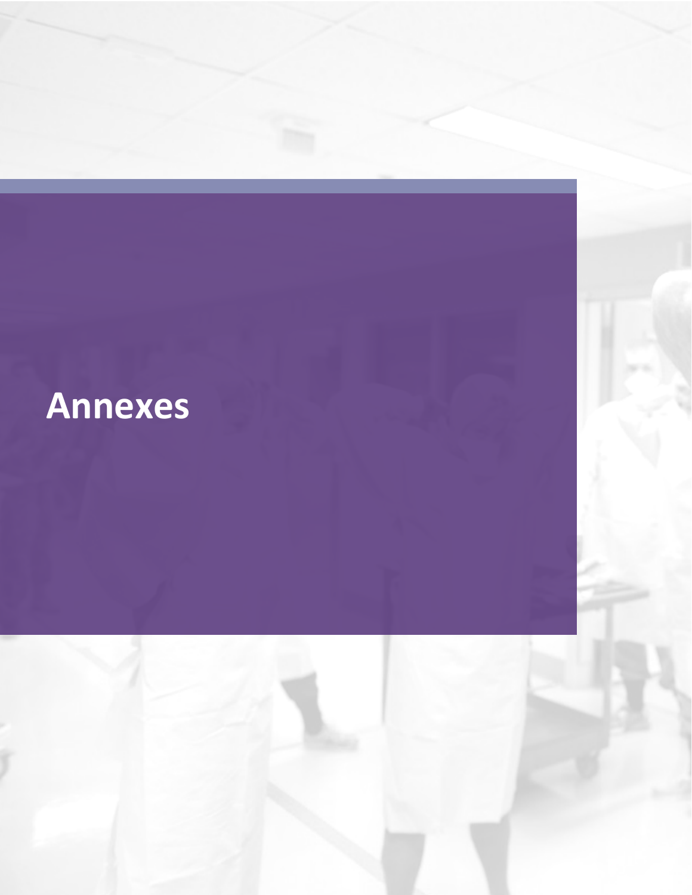# Annexes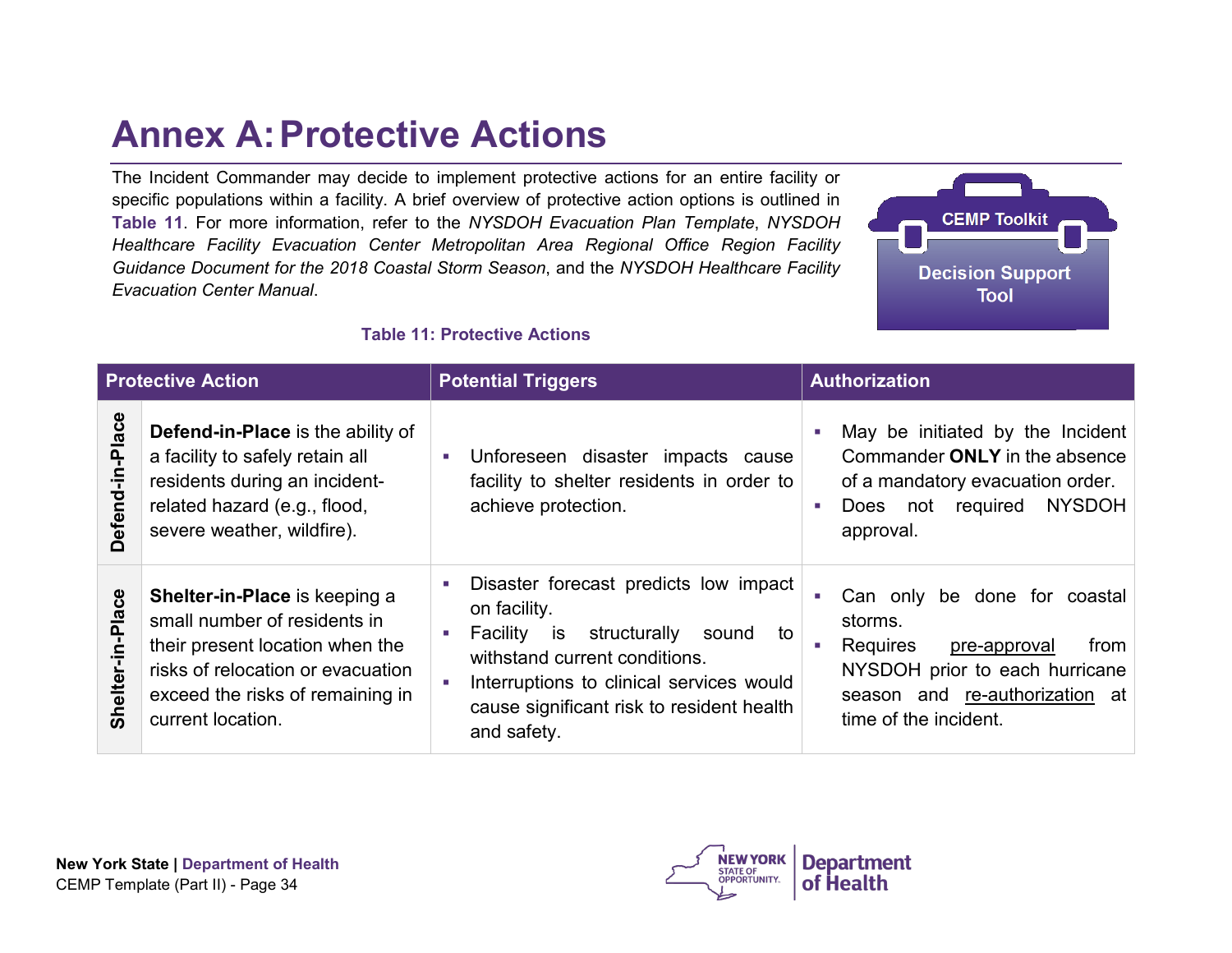# Annex A: Protective Actions

The Incident Commander may decide to implement protective actions for an entire facility or specific populations within a facility. A brief overview of protective action options is outlined in **Table 11**. For more information, refer to the *NYSDOH Evacuation Plan Template*, *NYSDOH Healthcare Facility Evacuation Center Metropolitan Area Regional Office Region Facility Guidance Document for the 2018 Coastal Storm Season*, and the *NYSDOH Healthcare Facility Evacuation Center Manual*.

CEMP Toolkit

Decision Support Tool

**Table 11: Protective Actions**

| Protective Action | | Potential Triggers | Authorization |
|---|---|---|---|
| **Defend-in-Place** | **Defend-in-Place** is the ability of a facility to safely retain all residents during an incident-related hazard (e.g., flood, severe weather, wildfire). | ▪ Unforeseen disaster impacts cause facility to shelter residents in order to achieve protection. | ▪ May be initiated by the Incident Commander **ONLY** in the absence of a mandatory evacuation order.<br>▪ Does not required NYSDOH approval. |
| **Shelter-in-Place** | **Shelter-in-Place** is keeping a small number of residents in their present location when the risks of relocation or evacuation exceed the risks of remaining in current location. | ▪ Disaster forecast predicts low impact on facility.<br>▪ Facility is structurally sound to withstand current conditions.<br>▪ Interruptions to clinical services would cause significant risk to resident health and safety. | ▪ Can only be done for coastal storms.<br>▪ Requires pre-approval from NYSDOH prior to each hurricane season and re-authorization at time of the incident. |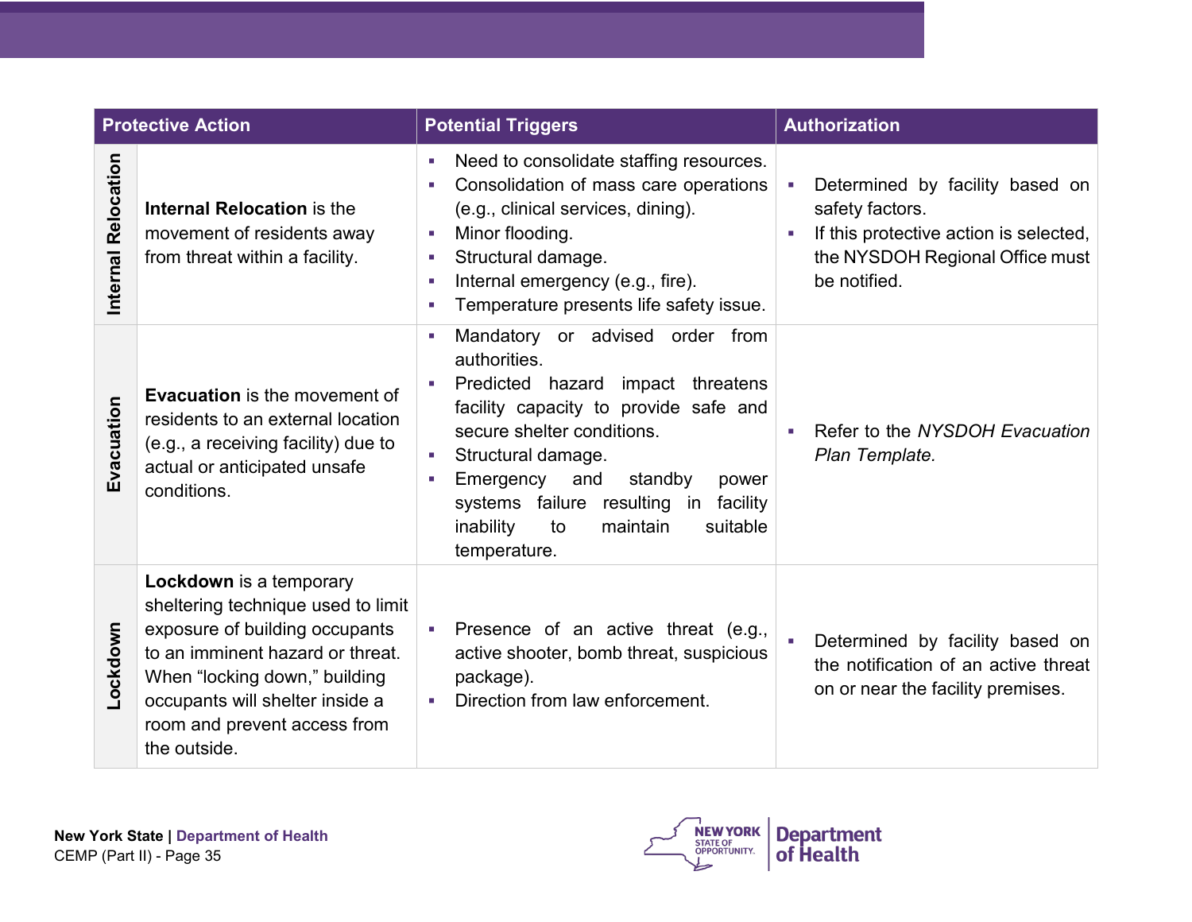| Protective Action | | Potential Triggers | Authorization |
|---|---|---|---|
| Internal Relocation | **Internal Relocation** is the movement of residents away from threat within a facility. | ▪ Need to consolidate staffing resources.<br>▪ Consolidation of mass care operations (e.g., clinical services, dining).<br>▪ Minor flooding.<br>▪ Structural damage.<br>▪ Internal emergency (e.g., fire).<br>▪ Temperature presents life safety issue. | ▪ Determined by facility based on safety factors.<br>▪ If this protective action is selected, the NYSDOH Regional Office must be notified. |
| Evacuation | **Evacuation** is the movement of residents to an external location (e.g., a receiving facility) due to actual or anticipated unsafe conditions. | ▪ Mandatory or advised order from authorities.<br>▪ Predicted hazard impact threatens facility capacity to provide safe and secure shelter conditions.<br>▪ Structural damage.<br>▪ Emergency and standby power systems failure resulting in facility inability to maintain suitable temperature. | ▪ Refer to the *NYSDOH Evacuation Plan Template.* |
| Lockdown | **Lockdown** is a temporary sheltering technique used to limit exposure of building occupants to an imminent hazard or threat. When "locking down," building occupants will shelter inside a room and prevent access from the outside. | ▪ Presence of an active threat (e.g., active shooter, bomb threat, suspicious package).<br>▪ Direction from law enforcement. | ▪ Determined by facility based on the notification of an active threat on or near the facility premises. |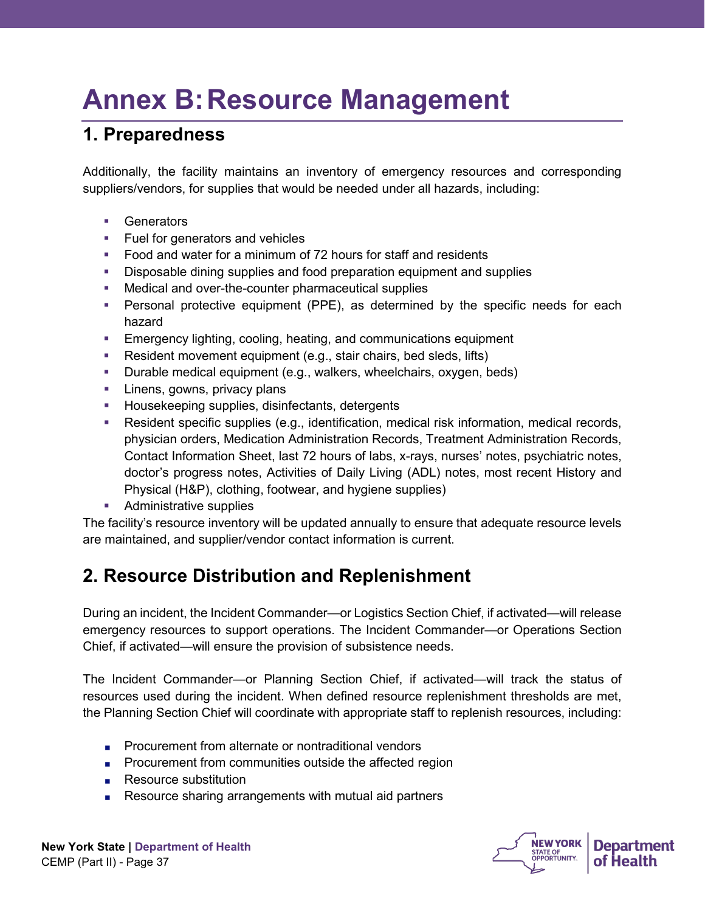# Annex B: Resource Management

## 1. Preparedness

Additionally, the facility maintains an inventory of emergency resources and corresponding suppliers/vendors, for supplies that would be needed under all hazards, including:

- Generators
- Fuel for generators and vehicles
- Food and water for a minimum of 72 hours for staff and residents
- Disposable dining supplies and food preparation equipment and supplies
- Medical and over-the-counter pharmaceutical supplies
- Personal protective equipment (PPE), as determined by the specific needs for each hazard
- Emergency lighting, cooling, heating, and communications equipment
- Resident movement equipment (e.g., stair chairs, bed sleds, lifts)
- Durable medical equipment (e.g., walkers, wheelchairs, oxygen, beds)
- Linens, gowns, privacy plans
- Housekeeping supplies, disinfectants, detergents
- Resident specific supplies (e.g., identification, medical risk information, medical records, physician orders, Medication Administration Records, Treatment Administration Records, Contact Information Sheet, last 72 hours of labs, x-rays, nurses' notes, psychiatric notes, doctor's progress notes, Activities of Daily Living (ADL) notes, most recent History and Physical (H&P), clothing, footwear, and hygiene supplies)
- Administrative supplies

The facility's resource inventory will be updated annually to ensure that adequate resource levels are maintained, and supplier/vendor contact information is current.

## 2. Resource Distribution and Replenishment

During an incident, the Incident Commander—or Logistics Section Chief, if activated—will release emergency resources to support operations. The Incident Commander—or Operations Section Chief, if activated—will ensure the provision of subsistence needs.

The Incident Commander—or Planning Section Chief, if activated—will track the status of resources used during the incident. When defined resource replenishment thresholds are met, the Planning Section Chief will coordinate with appropriate staff to replenish resources, including:

- Procurement from alternate or nontraditional vendors
- Procurement from communities outside the affected region
- Resource substitution
- Resource sharing arrangements with mutual aid partners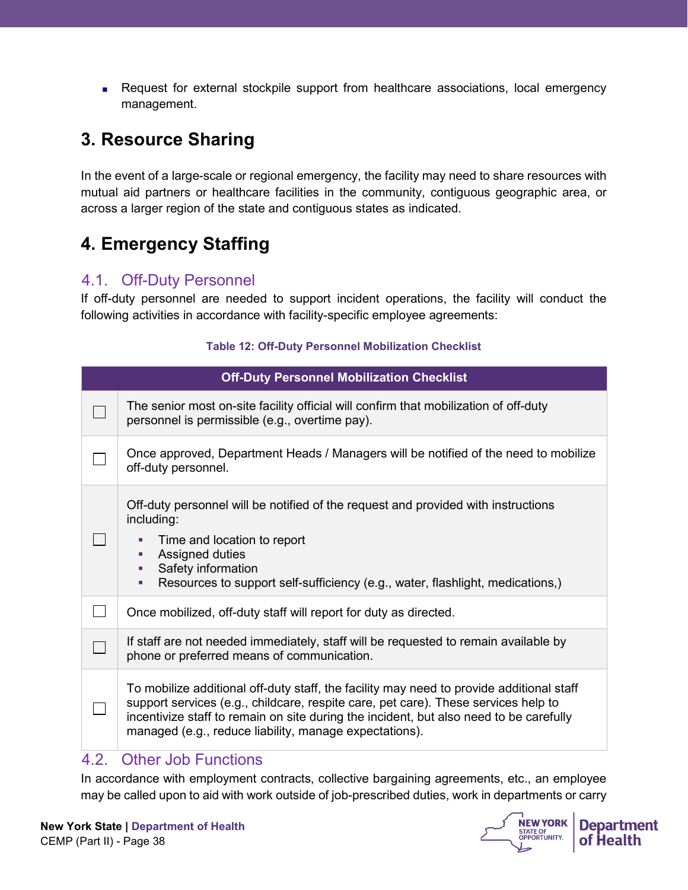- Request for external stockpile support from healthcare associations, local emergency management.

# 3. Resource Sharing

In the event of a large-scale or regional emergency, the facility may need to share resources with mutual aid partners or healthcare facilities in the community, contiguous geographic area, or across a larger region of the state and contiguous states as indicated.

# 4. Emergency Staffing

## 4.1. Off-Duty Personnel

If off-duty personnel are needed to support incident operations, the facility will conduct the following activities in accordance with facility-specific employee agreements:

**Table 12: Off-Duty Personnel Mobilization Checklist**

| | Off-Duty Personnel Mobilization Checklist |
|---|---|
| ☐ | The senior most on-site facility official will confirm that mobilization of off-duty personnel is permissible (e.g., overtime pay). |
| ☐ | Once approved, Department Heads / Managers will be notified of the need to mobilize off-duty personnel. |
| ☐ | Off-duty personnel will be notified of the request and provided with instructions including:<br>▪ Time and location to report<br>▪ Assigned duties<br>▪ Safety information<br>▪ Resources to support self-sufficiency (e.g., water, flashlight, medications,) |
| ☐ | Once mobilized, off-duty staff will report for duty as directed. |
| ☐ | If staff are not needed immediately, staff will be requested to remain available by phone or preferred means of communication. |
| ☐ | To mobilize additional off-duty staff, the facility may need to provide additional staff support services (e.g., childcare, respite care, pet care). These services help to incentivize staff to remain on site during the incident, but also need to be carefully managed (e.g., reduce liability, manage expectations). |

## 4.2. Other Job Functions

In accordance with employment contracts, collective bargaining agreements, etc., an employee may be called upon to aid with work outside of job-prescribed duties, work in departments or carry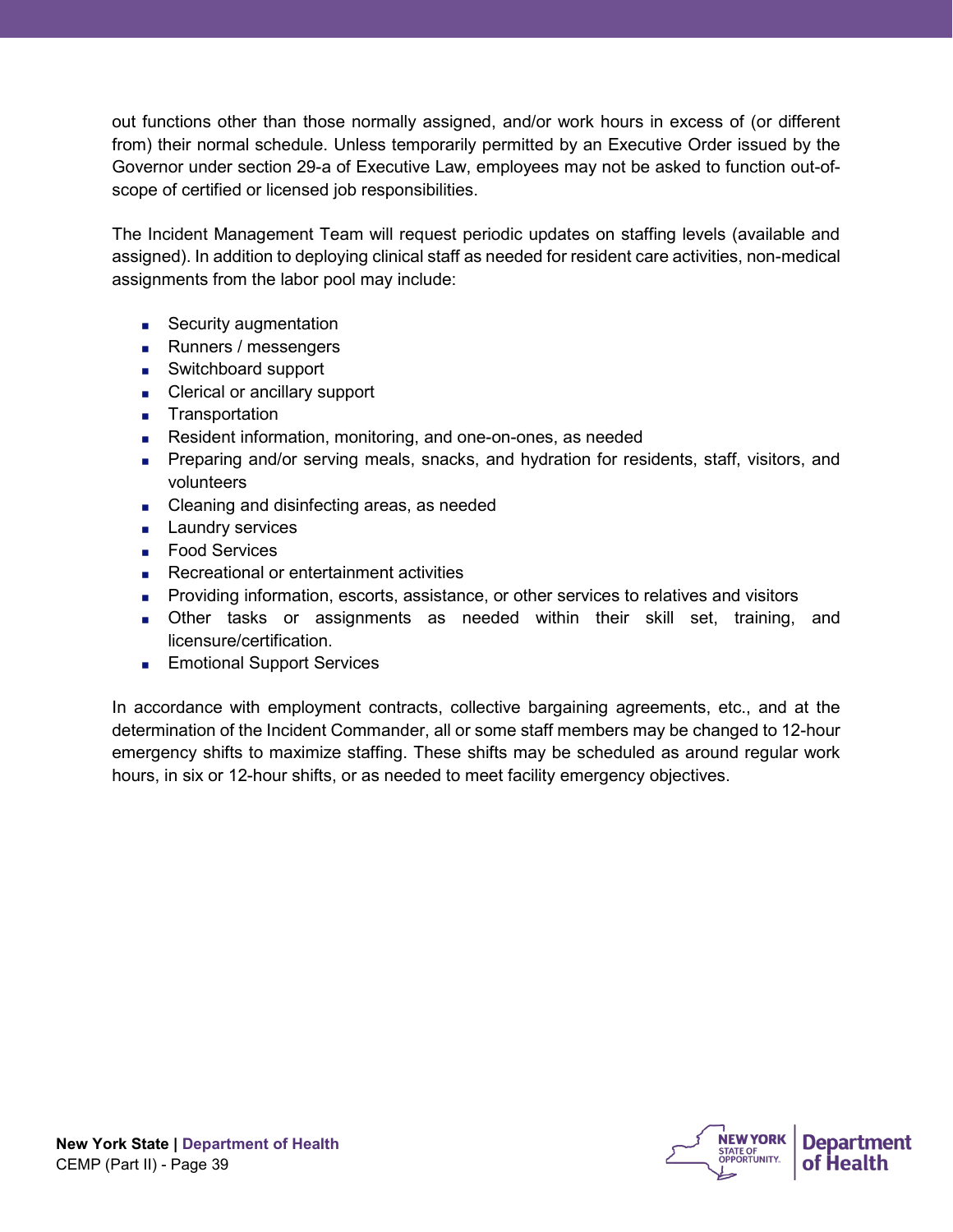out functions other than those normally assigned, and/or work hours in excess of (or different from) their normal schedule. Unless temporarily permitted by an Executive Order issued by the Governor under section 29-a of Executive Law, employees may not be asked to function out-of-scope of certified or licensed job responsibilities.

The Incident Management Team will request periodic updates on staffing levels (available and assigned). In addition to deploying clinical staff as needed for resident care activities, non-medical assignments from the labor pool may include:

- Security augmentation
- Runners / messengers
- Switchboard support
- Clerical or ancillary support
- Transportation
- Resident information, monitoring, and one-on-ones, as needed
- Preparing and/or serving meals, snacks, and hydration for residents, staff, visitors, and volunteers
- Cleaning and disinfecting areas, as needed
- Laundry services
- Food Services
- Recreational or entertainment activities
- Providing information, escorts, assistance, or other services to relatives and visitors
- Other tasks or assignments as needed within their skill set, training, and licensure/certification.
- Emotional Support Services

In accordance with employment contracts, collective bargaining agreements, etc., and at the determination of the Incident Commander, all or some staff members may be changed to 12-hour emergency shifts to maximize staffing. These shifts may be scheduled as around regular work hours, in six or 12-hour shifts, or as needed to meet facility emergency objectives.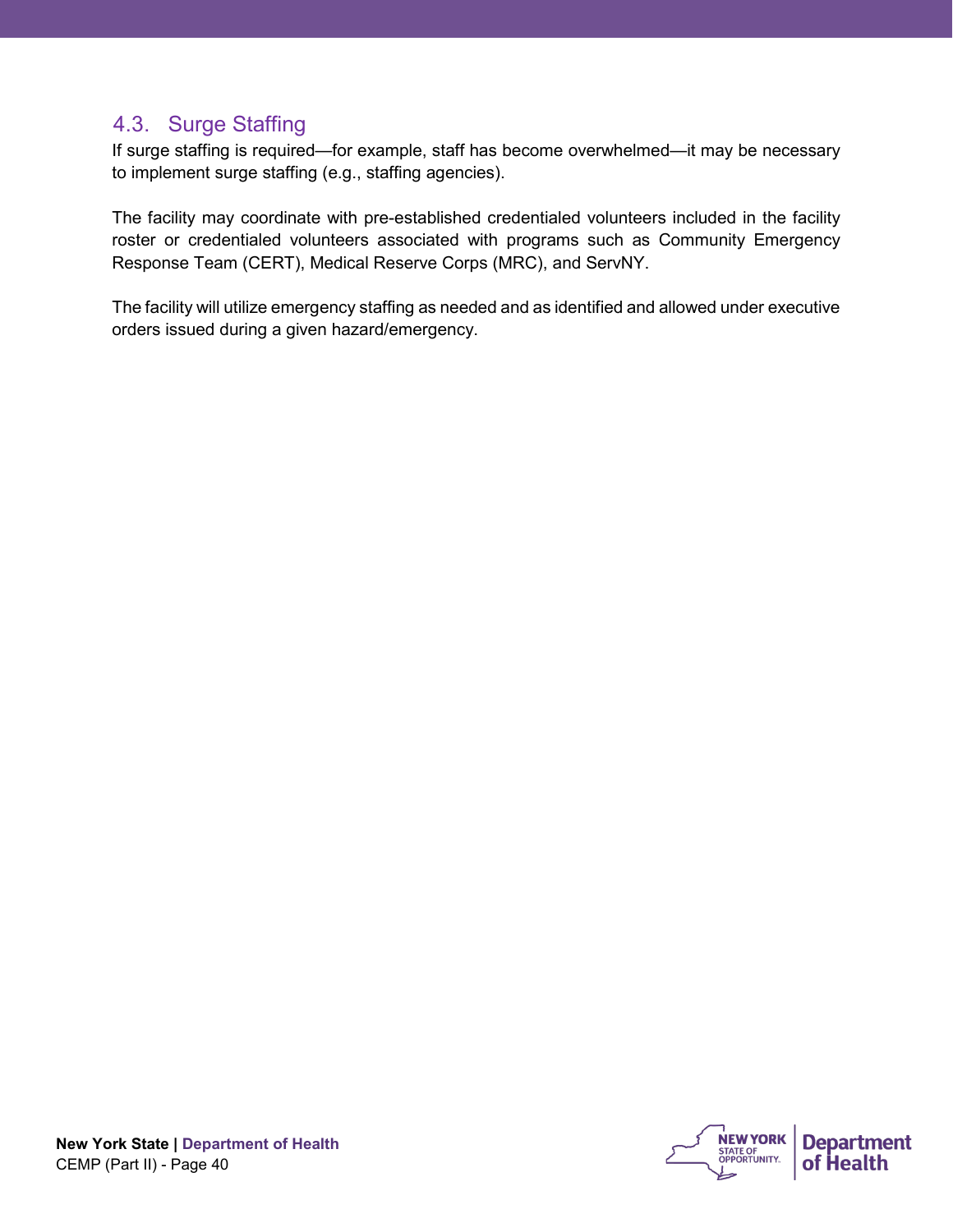## 4.3. Surge Staffing

If surge staffing is required—for example, staff has become overwhelmed—it may be necessary to implement surge staffing (e.g., staffing agencies).

The facility may coordinate with pre-established credentialed volunteers included in the facility roster or credentialed volunteers associated with programs such as Community Emergency Response Team (CERT), Medical Reserve Corps (MRC), and ServNY.

The facility will utilize emergency staffing as needed and as identified and allowed under executive orders issued during a given hazard/emergency.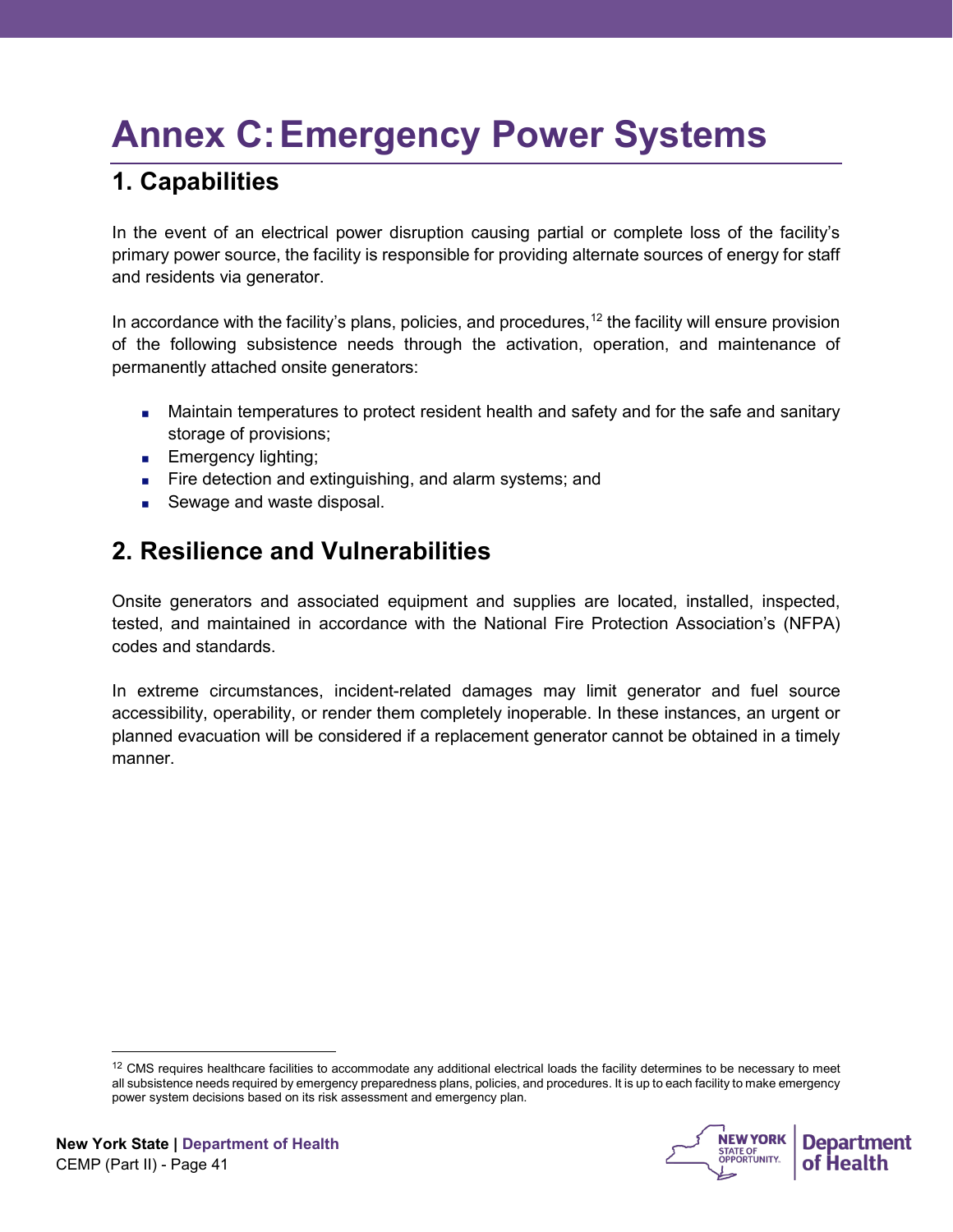# Annex C: Emergency Power Systems

## 1. Capabilities

In the event of an electrical power disruption causing partial or complete loss of the facility's primary power source, the facility is responsible for providing alternate sources of energy for staff and residents via generator.

In accordance with the facility's plans, policies, and procedures,[12] the facility will ensure provision of the following subsistence needs through the activation, operation, and maintenance of permanently attached onsite generators:

- Maintain temperatures to protect resident health and safety and for the safe and sanitary storage of provisions;
- Emergency lighting;
- Fire detection and extinguishing, and alarm systems; and
- Sewage and waste disposal.

## 2. Resilience and Vulnerabilities

Onsite generators and associated equipment and supplies are located, installed, inspected, tested, and maintained in accordance with the National Fire Protection Association's (NFPA) codes and standards.

In extreme circumstances, incident-related damages may limit generator and fuel source accessibility, operability, or render them completely inoperable. In these instances, an urgent or planned evacuation will be considered if a replacement generator cannot be obtained in a timely manner.

[12] CMS requires healthcare facilities to accommodate any additional electrical loads the facility determines to be necessary to meet all subsistence needs required by emergency preparedness plans, policies, and procedures. It is up to each facility to make emergency power system decisions based on its risk assessment and emergency plan.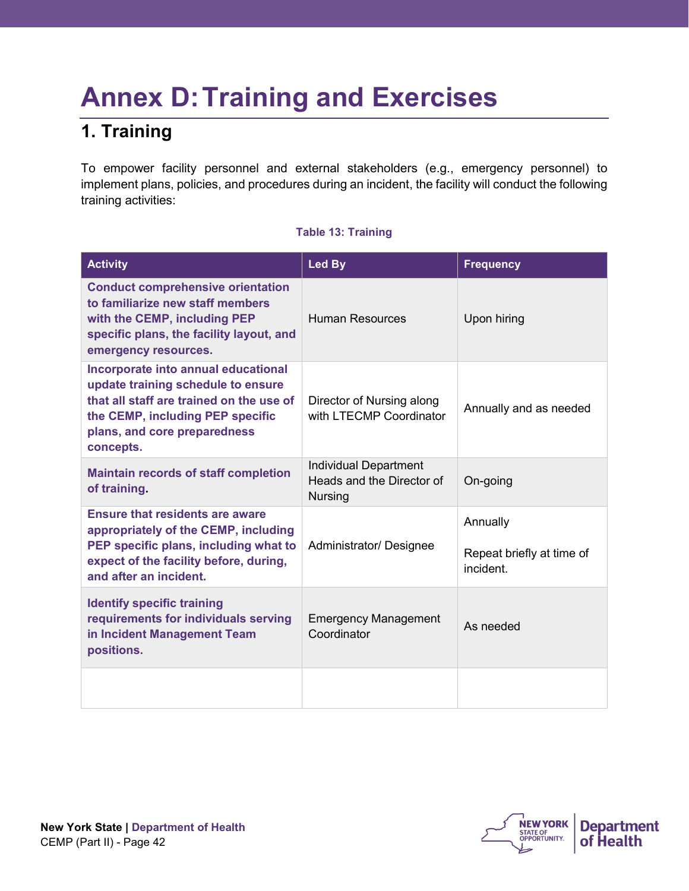# Annex D: Training and Exercises

## 1. Training

To empower facility personnel and external stakeholders (e.g., emergency personnel) to implement plans, policies, and procedures during an incident, the facility will conduct the following training activities:

**Table 13: Training**

| Activity | Led By | Frequency |
|---|---|---|
| **Conduct comprehensive orientation to familiarize new staff members with the CEMP, including PEP specific plans, the facility layout, and emergency resources.** | Human Resources | Upon hiring |
| **Incorporate into annual educational update training schedule to ensure that all staff are trained on the use of the CEMP, including PEP specific plans, and core preparedness concepts.** | Director of Nursing along with LTECMP Coordinator | Annually and as needed |
| **Maintain records of staff completion of training.** | Individual Department Heads and the Director of Nursing | On-going |
| **Ensure that residents are aware appropriately of the CEMP, including PEP specific plans, including what to expect of the facility before, during, and after an incident.** | Administrator/ Designee | Annually<br><br>Repeat briefly at time of incident. |
| **Identify specific training requirements for individuals serving in Incident Management Team positions.** | Emergency Management Coordinator | As needed |
| | | |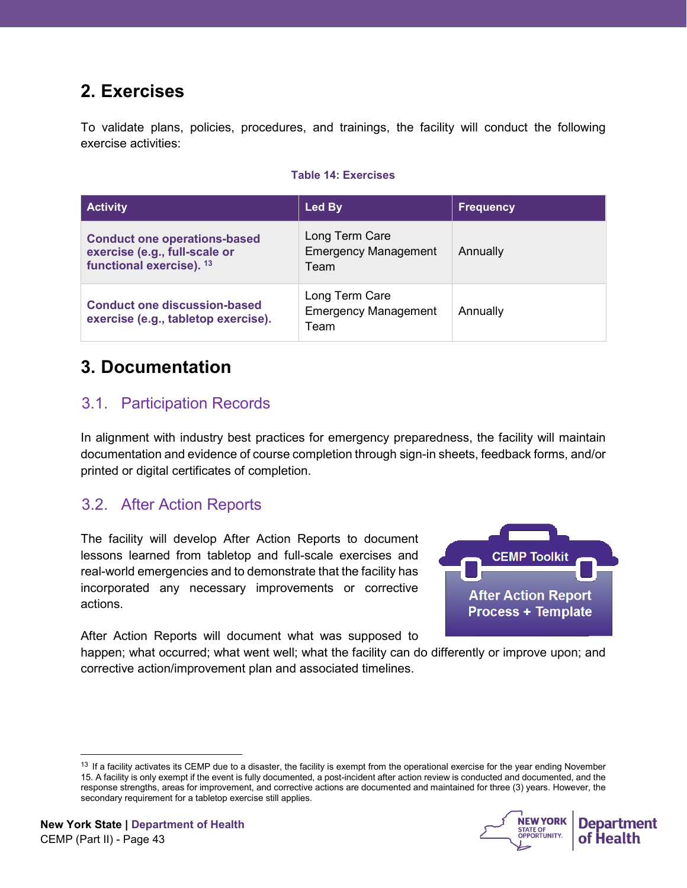## 2. Exercises

To validate plans, policies, procedures, and trainings, the facility will conduct the following exercise activities:

**Table 14: Exercises**

| Activity | Led By | Frequency |
|---|---|---|
| **Conduct one operations-based exercise (e.g., full-scale or functional exercise).** [13] | Long Term Care Emergency Management Team | Annually |
| **Conduct one discussion-based exercise (e.g., tabletop exercise).** | Long Term Care Emergency Management Team | Annually |

## 3. Documentation

### 3.1. Participation Records

In alignment with industry best practices for emergency preparedness, the facility will maintain documentation and evidence of course completion through sign-in sheets, feedback forms, and/or printed or digital certificates of completion.

### 3.2. After Action Reports

The facility will develop After Action Reports to document lessons learned from tabletop and full-scale exercises and real-world emergencies and to demonstrate that the facility has incorporated any necessary improvements or corrective actions.

CEMP Toolkit

**After Action Report Process + Template**

After Action Reports will document what was supposed to happen; what occurred; what went well; what the facility can do differently or improve upon; and corrective action/improvement plan and associated timelines.

---

[13] If a facility activates its CEMP due to a disaster, the facility is exempt from the operational exercise for the year ending November 15. A facility is only exempt if the event is fully documented, a post-incident after action review is conducted and documented, and the response strengths, areas for improvement, and corrective actions are documented and maintained for three (3) years. However, the secondary requirement for a tabletop exercise still applies.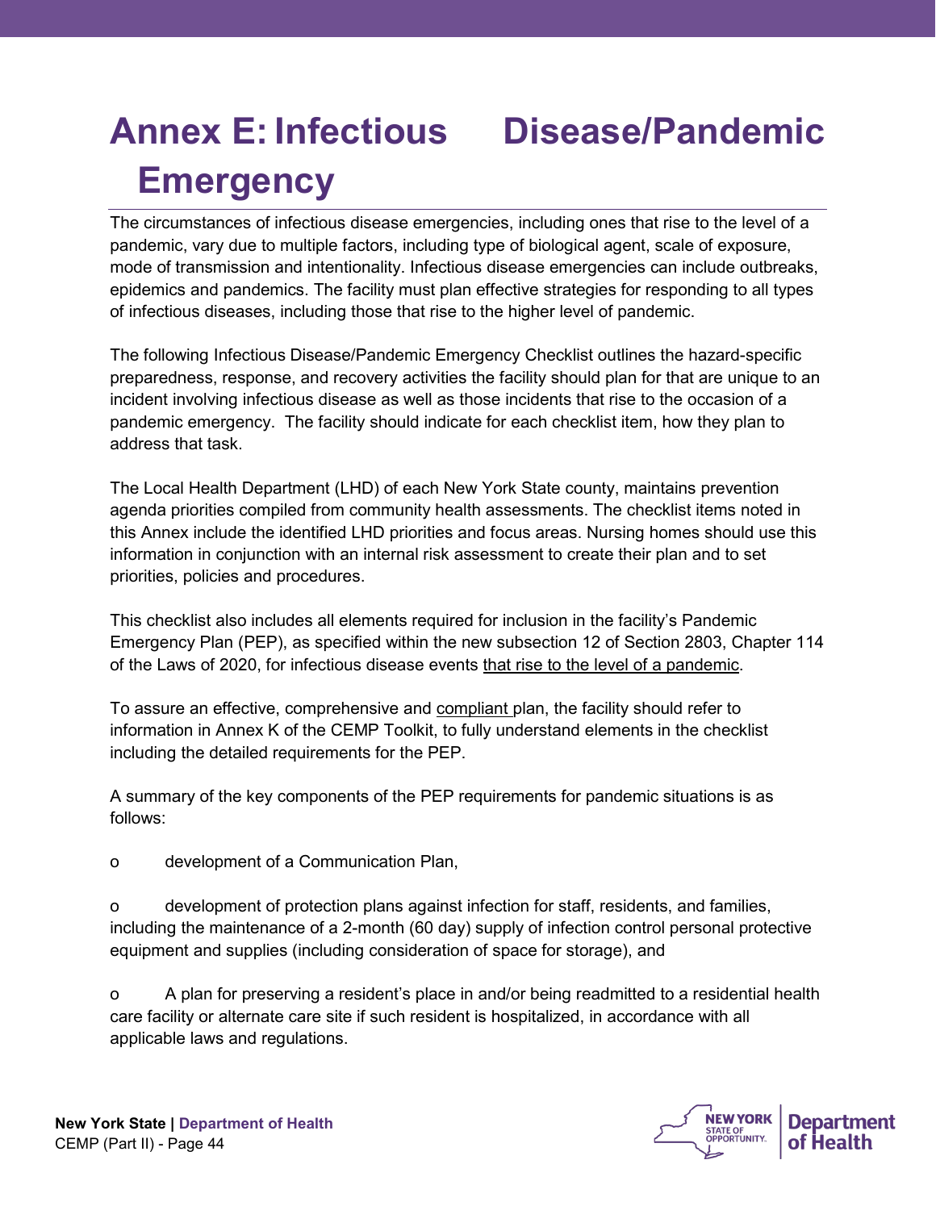# Annex E: Infectious Disease/Pandemic Emergency

The circumstances of infectious disease emergencies, including ones that rise to the level of a pandemic, vary due to multiple factors, including type of biological agent, scale of exposure, mode of transmission and intentionality. Infectious disease emergencies can include outbreaks, epidemics and pandemics. The facility must plan effective strategies for responding to all types of infectious diseases, including those that rise to the higher level of pandemic.

The following Infectious Disease/Pandemic Emergency Checklist outlines the hazard-specific preparedness, response, and recovery activities the facility should plan for that are unique to an incident involving infectious disease as well as those incidents that rise to the occasion of a pandemic emergency. The facility should indicate for each checklist item, how they plan to address that task.

The Local Health Department (LHD) of each New York State county, maintains prevention agenda priorities compiled from community health assessments. The checklist items noted in this Annex include the identified LHD priorities and focus areas. Nursing homes should use this information in conjunction with an internal risk assessment to create their plan and to set priorities, policies and procedures.

This checklist also includes all elements required for inclusion in the facility's Pandemic Emergency Plan (PEP), as specified within the new subsection 12 of Section 2803, Chapter 114 of the Laws of 2020, for infectious disease events <u>that rise to the level of a pandemic</u>.

To assure an effective, comprehensive and <u>compliant</u> plan, the facility should refer to information in Annex K of the CEMP Toolkit, to fully understand elements in the checklist including the detailed requirements for the PEP.

A summary of the key components of the PEP requirements for pandemic situations is as follows:

- development of a Communication Plan,
- development of protection plans against infection for staff, residents, and families, including the maintenance of a 2-month (60 day) supply of infection control personal protective equipment and supplies (including consideration of space for storage), and
- A plan for preserving a resident's place in and/or being readmitted to a residential health care facility or alternate care site if such resident is hospitalized, in accordance with all applicable laws and regulations.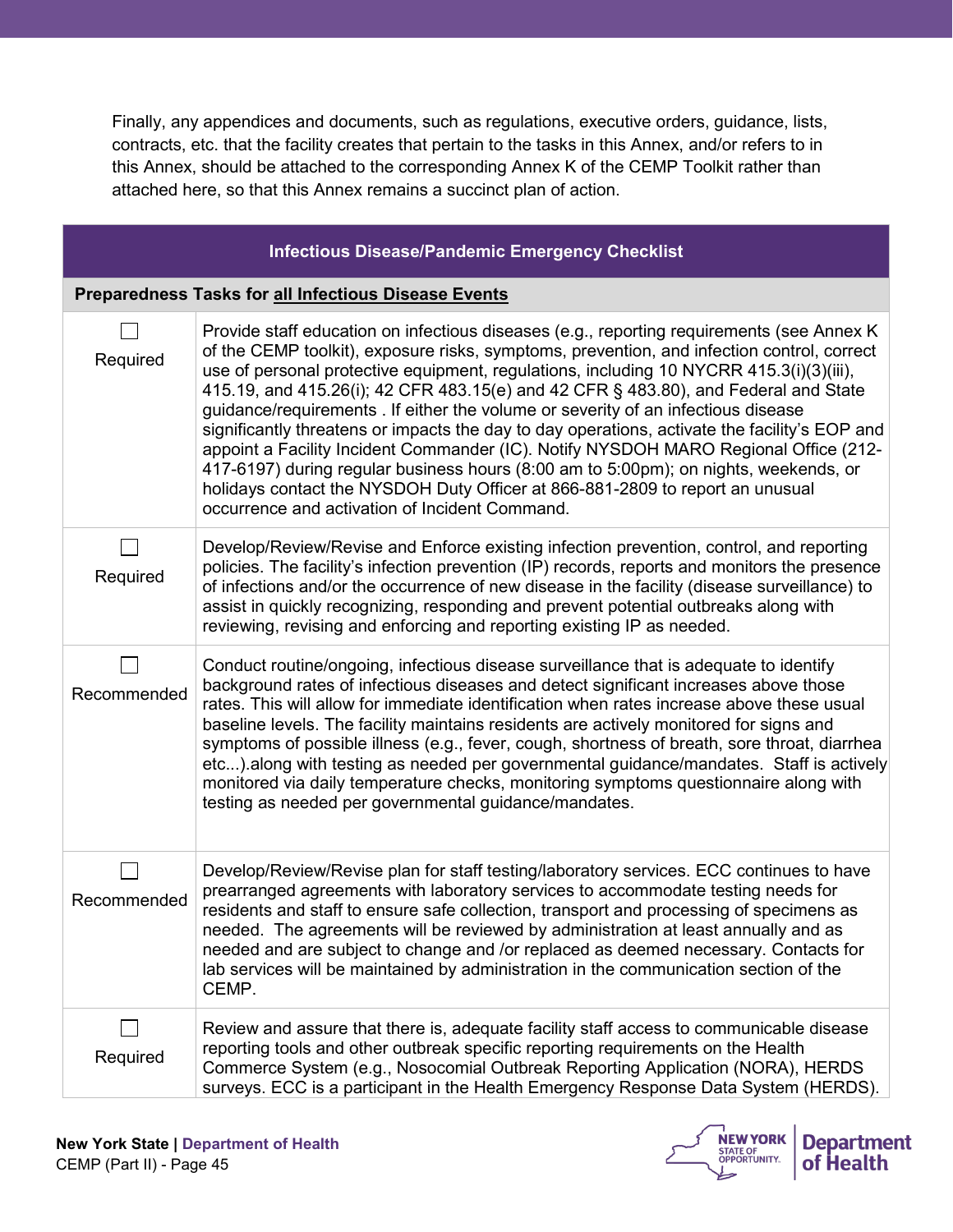Finally, any appendices and documents, such as regulations, executive orders, guidance, lists, contracts, etc. that the facility creates that pertain to the tasks in this Annex, and/or refers to in this Annex, should be attached to the corresponding Annex K of the CEMP Toolkit rather than attached here, so that this Annex remains a succinct plan of action.

| Infectious Disease/Pandemic Emergency Checklist | |
|---|---|
| **Preparedness Tasks for all Infectious Disease Events** | |
| ☐ Required | Provide staff education on infectious diseases (e.g., reporting requirements (see Annex K of the CEMP toolkit), exposure risks, symptoms, prevention, and infection control, correct use of personal protective equipment, regulations, including 10 NYCRR 415.3(i)(3)(iii), 415.19, and 415.26(i); 42 CFR 483.15(e) and 42 CFR § 483.80), and Federal and State guidance/requirements . If either the volume or severity of an infectious disease significantly threatens or impacts the day to day operations, activate the facility's EOP and appoint a Facility Incident Commander (IC). Notify NYSDOH MARO Regional Office (212-417-6197) during regular business hours (8:00 am to 5:00pm); on nights, weekends, or holidays contact the NYSDOH Duty Officer at 866-881-2809 to report an unusual occurrence and activation of Incident Command. |
| ☐ Required | Develop/Review/Revise and Enforce existing infection prevention, control, and reporting policies. The facility's infection prevention (IP) records, reports and monitors the presence of infections and/or the occurrence of new disease in the facility (disease surveillance) to assist in quickly recognizing, responding and prevent potential outbreaks along with reviewing, revising and enforcing and reporting existing IP as needed. |
| ☐ Recommended | Conduct routine/ongoing, infectious disease surveillance that is adequate to identify background rates of infectious diseases and detect significant increases above those rates. This will allow for immediate identification when rates increase above these usual baseline levels. The facility maintains residents are actively monitored for signs and symptoms of possible illness (e.g., fever, cough, shortness of breath, sore throat, diarrhea etc...).along with testing as needed per governmental guidance/mandates. Staff is actively monitored via daily temperature checks, monitoring symptoms questionnaire along with testing as needed per governmental guidance/mandates. |
| ☐ Recommended | Develop/Review/Revise plan for staff testing/laboratory services. ECC continues to have prearranged agreements with laboratory services to accommodate testing needs for residents and staff to ensure safe collection, transport and processing of specimens as needed. The agreements will be reviewed by administration at least annually and as needed and are subject to change and /or replaced as deemed necessary. Contacts for lab services will be maintained by administration in the communication section of the CEMP. |
| ☐ Required | Review and assure that there is, adequate facility staff access to communicable disease reporting tools and other outbreak specific reporting requirements on the Health Commerce System (e.g., Nosocomial Outbreak Reporting Application (NORA), HERDS surveys. ECC is a participant in the Health Emergency Response Data System (HERDS). |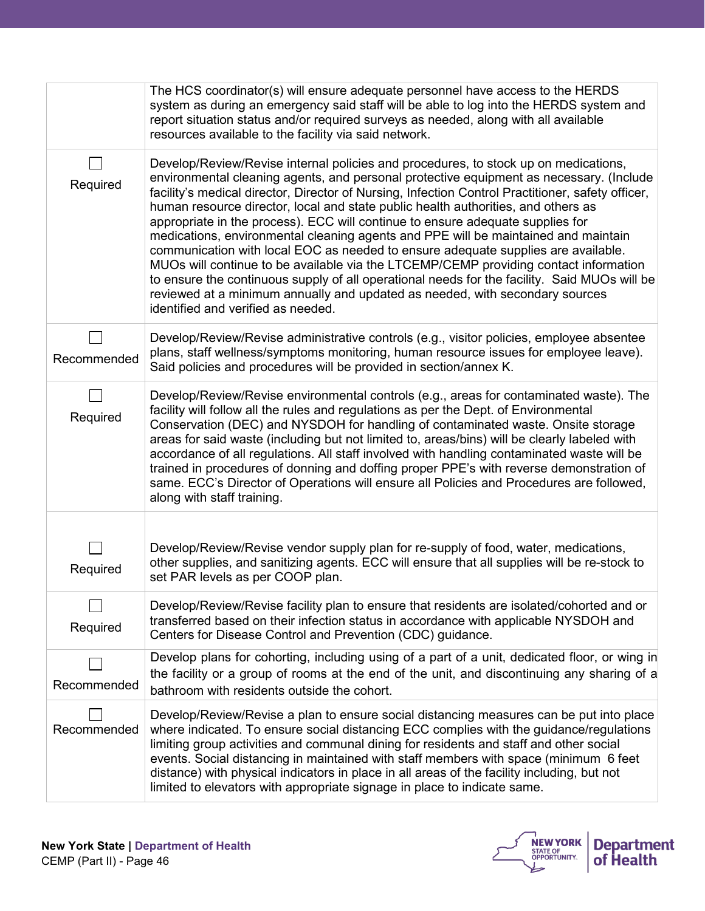| | |
|---|---|
| | The HCS coordinator(s) will ensure adequate personnel have access to the HERDS system as during an emergency said staff will be able to log into the HERDS system and report situation status and/or required surveys as needed, along with all available resources available to the facility via said network. |
| ☐ Required | Develop/Review/Revise internal policies and procedures, to stock up on medications, environmental cleaning agents, and personal protective equipment as necessary. (Include facility's medical director, Director of Nursing, Infection Control Practitioner, safety officer, human resource director, local and state public health authorities, and others as appropriate in the process). ECC will continue to ensure adequate supplies for medications, environmental cleaning agents and PPE will be maintained and maintain communication with local EOC as needed to ensure adequate supplies are available. MUOs will continue to be available via the LTCEMP/CEMP providing contact information to ensure the continuous supply of all operational needs for the facility. Said MUOs will be reviewed at a minimum annually and updated as needed, with secondary sources identified and verified as needed. |
| ☐ Recommended | Develop/Review/Revise administrative controls (e.g., visitor policies, employee absentee plans, staff wellness/symptoms monitoring, human resource issues for employee leave). Said policies and procedures will be provided in section/annex K. |
| ☐ Required | Develop/Review/Revise environmental controls (e.g., areas for contaminated waste). The facility will follow all the rules and regulations as per the Dept. of Environmental Conservation (DEC) and NYSDOH for handling of contaminated waste. Onsite storage areas for said waste (including but not limited to, areas/bins) will be clearly labeled with accordance of all regulations. All staff involved with handling contaminated waste will be trained in procedures of donning and doffing proper PPE's with reverse demonstration of same. ECC's Director of Operations will ensure all Policies and Procedures are followed, along with staff training. |
| ☐ Required | Develop/Review/Revise vendor supply plan for re-supply of food, water, medications, other supplies, and sanitizing agents. ECC will ensure that all supplies will be re-stock to set PAR levels as per COOP plan. |
| ☐ Required | Develop/Review/Revise facility plan to ensure that residents are isolated/cohorted and or transferred based on their infection status in accordance with applicable NYSDOH and Centers for Disease Control and Prevention (CDC) guidance. |
| ☐ Recommended | Develop plans for cohorting, including using of a part of a unit, dedicated floor, or wing in the facility or a group of rooms at the end of the unit, and discontinuing any sharing of a bathroom with residents outside the cohort. |
| ☐ Recommended | Develop/Review/Revise a plan to ensure social distancing measures can be put into place where indicated. To ensure social distancing ECC complies with the guidance/regulations limiting group activities and communal dining for residents and staff and other social events. Social distancing in maintained with staff members with space (minimum 6 feet distance) with physical indicators in place in all areas of the facility including, but not limited to elevators with appropriate signage in place to indicate same. |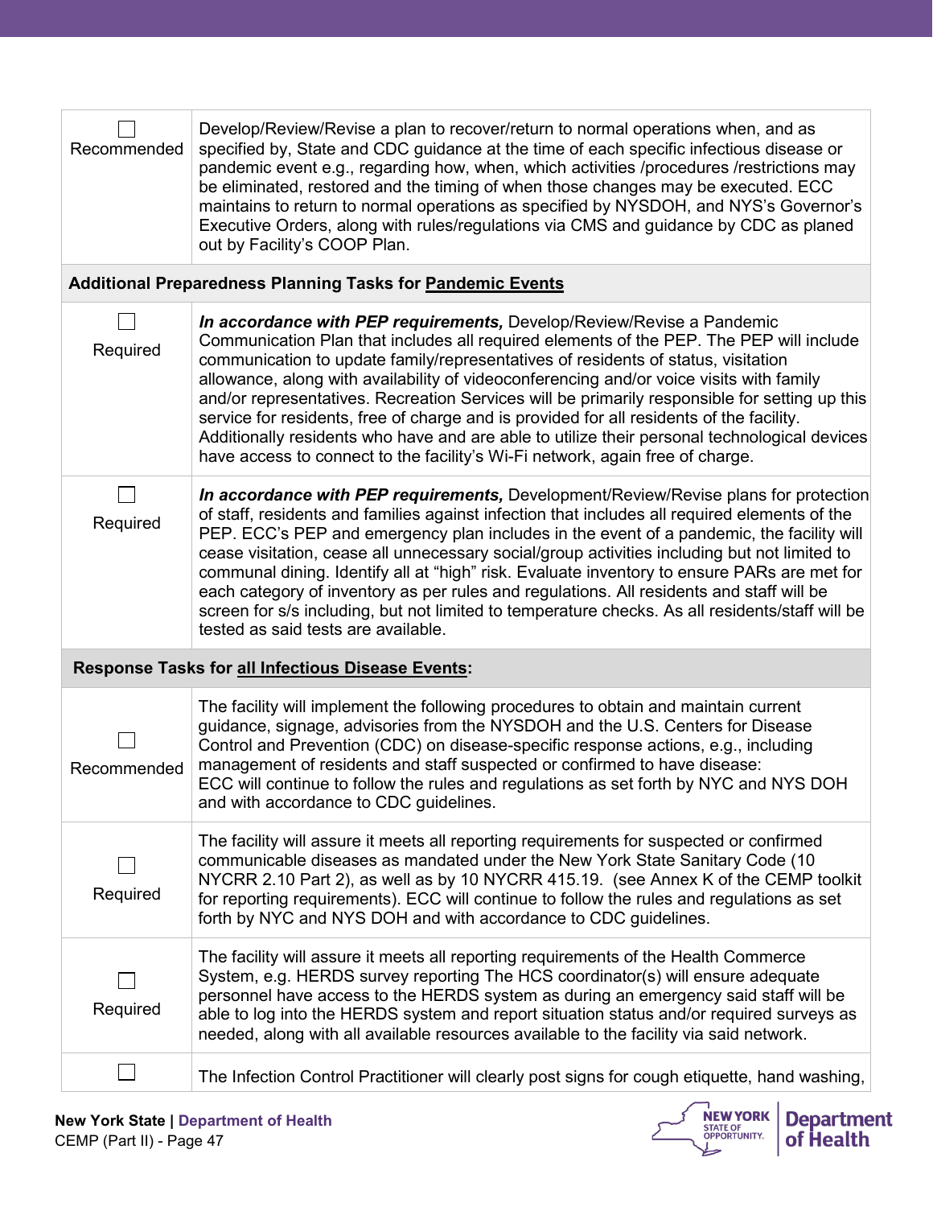| | |
|---|---|
| ☐ Recommended | Develop/Review/Revise a plan to recover/return to normal operations when, and as specified by, State and CDC guidance at the time of each specific infectious disease or pandemic event e.g., regarding how, when, which activities /procedures /restrictions may be eliminated, restored and the timing of when those changes may be executed. ECC maintains to return to normal operations as specified by NYSDOH, and NYS's Governor's Executive Orders, along with rules/regulations via CMS and guidance by CDC as planed out by Facility's COOP Plan. |
| **Additional Preparedness Planning Tasks for <u>Pandemic Events</u>** | |
| ☐ Required | ***In accordance with PEP requirements,*** Develop/Review/Revise a Pandemic Communication Plan that includes all required elements of the PEP. The PEP will include communication to update family/representatives of residents of status, visitation allowance, along with availability of videoconferencing and/or voice visits with family and/or representatives. Recreation Services will be primarily responsible for setting up this service for residents, free of charge and is provided for all residents of the facility. Additionally residents who have and are able to utilize their personal technological devices have access to connect to the facility's Wi-Fi network, again free of charge. |
| ☐ Required | ***In accordance with PEP requirements,*** Development/Review/Revise plans for protection of staff, residents and families against infection that includes all required elements of the PEP. ECC's PEP and emergency plan includes in the event of a pandemic, the facility will cease visitation, cease all unnecessary social/group activities including but not limited to communal dining. Identify all at "high" risk. Evaluate inventory to ensure PARs are met for each category of inventory as per rules and regulations. All residents and staff will be screen for s/s including, but not limited to temperature checks. As all residents/staff will be tested as said tests are available. |
| **Response Tasks for <u>all Infectious Disease Events</u>:** | |
| ☐ Recommended | The facility will implement the following procedures to obtain and maintain current guidance, signage, advisories from the NYSDOH and the U.S. Centers for Disease Control and Prevention (CDC) on disease-specific response actions, e.g., including management of residents and staff suspected or confirmed to have disease: ECC will continue to follow the rules and regulations as set forth by NYC and NYS DOH and with accordance to CDC guidelines. |
| ☐ Required | The facility will assure it meets all reporting requirements for suspected or confirmed communicable diseases as mandated under the New York State Sanitary Code (10 NYCRR 2.10 Part 2), as well as by 10 NYCRR 415.19. (see Annex K of the CEMP toolkit for reporting requirements). ECC will continue to follow the rules and regulations as set forth by NYC and NYS DOH and with accordance to CDC guidelines. |
| ☐ Required | The facility will assure it meets all reporting requirements of the Health Commerce System, e.g. HERDS survey reporting The HCS coordinator(s) will ensure adequate personnel have access to the HERDS system as during an emergency said staff will be able to log into the HERDS system and report situation status and/or required surveys as needed, along with all available resources available to the facility via said network. |
| ☐ | The Infection Control Practitioner will clearly post signs for cough etiquette, hand washing, |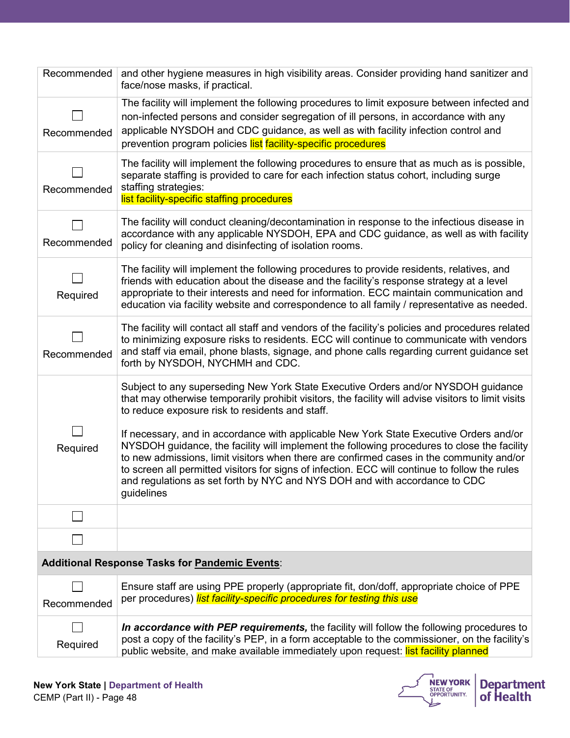| | |
|---|---|
| Recommended | and other hygiene measures in high visibility areas. Consider providing hand sanitizer and face/nose masks, if practical. |
| ☐ Recommended | The facility will implement the following procedures to limit exposure between infected and non-infected persons and consider segregation of ill persons, in accordance with any applicable NYSDOH and CDC guidance, as well as with facility infection control and prevention program policies list facility-specific procedures |
| ☐ Recommended | The facility will implement the following procedures to ensure that as much as is possible, separate staffing is provided to care for each infection status cohort, including surge staffing strategies: list facility-specific staffing procedures |
| ☐ Recommended | The facility will conduct cleaning/decontamination in response to the infectious disease in accordance with any applicable NYSDOH, EPA and CDC guidance, as well as with facility policy for cleaning and disinfecting of isolation rooms. |
| ☐ Required | The facility will implement the following procedures to provide residents, relatives, and friends with education about the disease and the facility's response strategy at a level appropriate to their interests and need for information. ECC maintain communication and education via facility website and correspondence to all family / representative as needed. |
| ☐ Recommended | The facility will contact all staff and vendors of the facility's policies and procedures related to minimizing exposure risks to residents. ECC will continue to communicate with vendors and staff via email, phone blasts, signage, and phone calls regarding current guidance set forth by NYSDOH, NYCHMH and CDC. |
| ☐ Required | Subject to any superseding New York State Executive Orders and/or NYSDOH guidance that may otherwise temporarily prohibit visitors, the facility will advise visitors to limit visits to reduce exposure risk to residents and staff.<br><br>If necessary, and in accordance with applicable New York State Executive Orders and/or NYSDOH guidance, the facility will implement the following procedures to close the facility to new admissions, limit visitors when there are confirmed cases in the community and/or to screen all permitted visitors for signs of infection. ECC will continue to follow the rules and regulations as set forth by NYC and NYS DOH and with accordance to CDC guidelines |
| ☐ | |
| ☐ | |
| **Additional Response Tasks for <u>Pandemic Events</u>:** | |
| ☐ Recommended | Ensure staff are using PPE properly (appropriate fit, don/doff, appropriate choice of PPE per procedures) *list facility-specific procedures for testing this use* |
| ☐ Required | ***In accordance with PEP requirements,*** the facility will follow the following procedures to post a copy of the facility's PEP, in a form acceptable to the commissioner, on the facility's public website, and make available immediately upon request: list facility planned |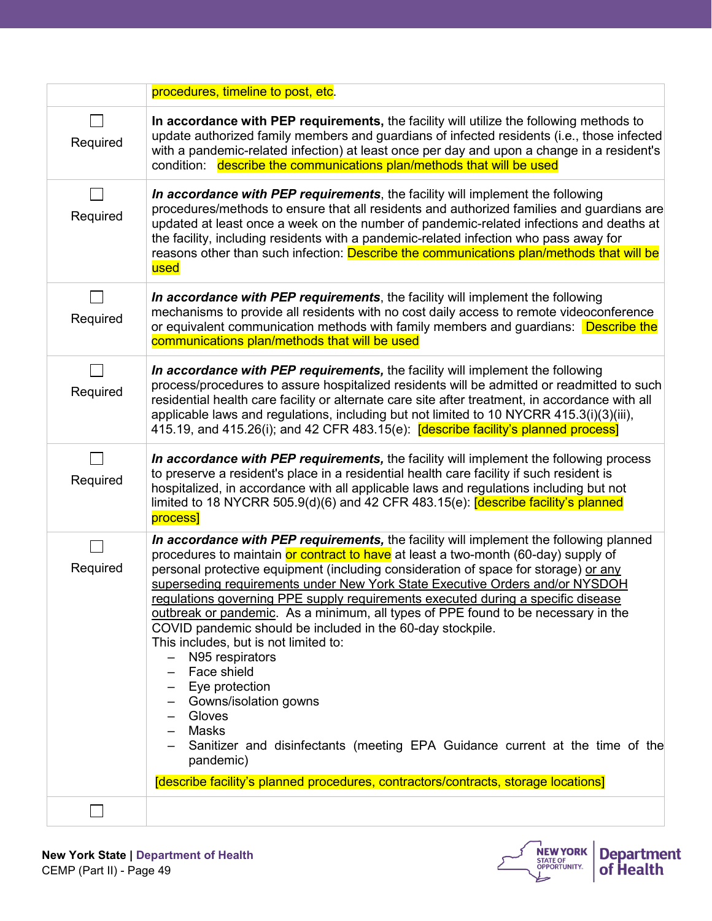| | |
|---|---|
| | procedures, timeline to post, etc. |
| ☐ Required | **In accordance with PEP requirements,** the facility will utilize the following methods to update authorized family members and guardians of infected residents (i.e., those infected with a pandemic-related infection) at least once per day and upon a change in a resident's condition: describe the communications plan/methods that will be used |
| ☐ Required | ***In accordance with PEP requirements***, the facility will implement the following procedures/methods to ensure that all residents and authorized families and guardians are updated at least once a week on the number of pandemic-related infections and deaths at the facility, including residents with a pandemic-related infection who pass away for reasons other than such infection: Describe the communications plan/methods that will be used |
| ☐ Required | ***In accordance with PEP requirements***, the facility will implement the following mechanisms to provide all residents with no cost daily access to remote videoconference or equivalent communication methods with family members and guardians: Describe the communications plan/methods that will be used |
| ☐ Required | ***In accordance with PEP requirements,*** the facility will implement the following process/procedures to assure hospitalized residents will be admitted or readmitted to such residential health care facility or alternate care site after treatment, in accordance with all applicable laws and regulations, including but not limited to 10 NYCRR 415.3(i)(3)(iii), 415.19, and 415.26(i); and 42 CFR 483.15(e): [describe facility's planned process] |
| ☐ Required | ***In accordance with PEP requirements,*** the facility will implement the following process to preserve a resident's place in a residential health care facility if such resident is hospitalized, in accordance with all applicable laws and regulations including but not limited to 18 NYCRR 505.9(d)(6) and 42 CFR 483.15(e): [describe facility's planned process] |
| ☐ Required | ***In accordance with PEP requirements,*** the facility will implement the following planned procedures to maintain or contract to have at least a two-month (60-day) supply of personal protective equipment (including consideration of space for storage) <u>or any superseding requirements under New York State Executive Orders and/or NYSDOH regulations governing PPE supply requirements executed during a specific disease outbreak or pandemic</u>. As a minimum, all types of PPE found to be necessary in the COVID pandemic should be included in the 60-day stockpile.<br>This includes, but is not limited to:<br>– N95 respirators<br>– Face shield<br>– Eye protection<br>– Gowns/isolation gowns<br>– Gloves<br>– Masks<br>– Sanitizer and disinfectants (meeting EPA Guidance current at the time of the pandemic)<br><br>[describe facility's planned procedures, contractors/contracts, storage locations] |
| ☐ | |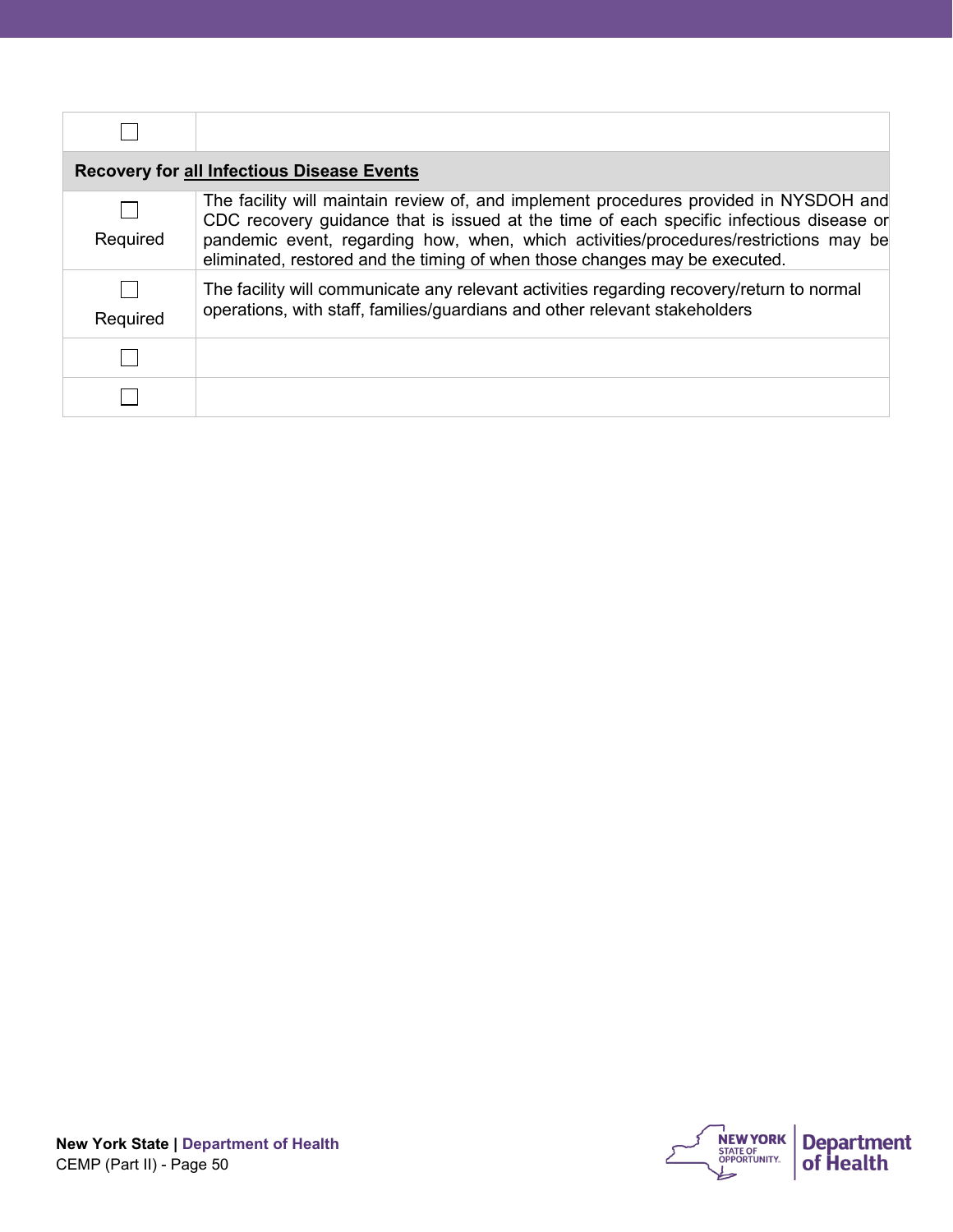| | |
|---|---|
| ☐ | |
| **Recovery for <u>all Infectious Disease Events</u>** | |
| ☐ Required | The facility will maintain review of, and implement procedures provided in NYSDOH and CDC recovery guidance that is issued at the time of each specific infectious disease or pandemic event, regarding how, when, which activities/procedures/restrictions may be eliminated, restored and the timing of when those changes may be executed. |
| ☐ Required | The facility will communicate any relevant activities regarding recovery/return to normal operations, with staff, families/guardians and other relevant stakeholders |
| ☐ | |
| ☐ | |